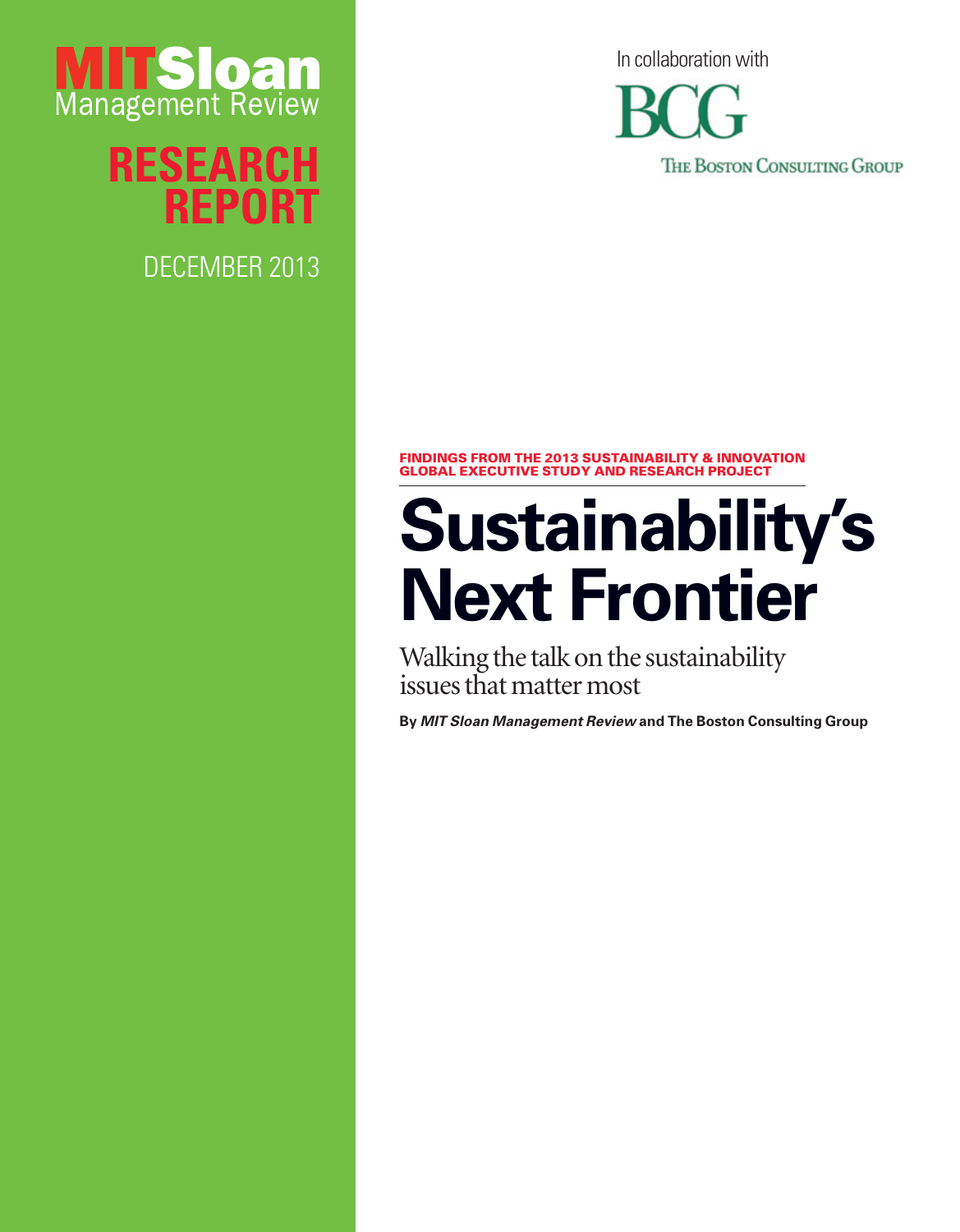MIT Sloan Management Review

**RESEARCH REPORT**

DECEMBER 2013

In collaboration with

BCG

The Boston Consulting Group

**FINDINGS FROM THE 2013 SUSTAINABILITY & INNOVATION GLOBAL EXECUTIVE STUDY AND RESEARCH PROJECT**

# Sustainability's Next Frontier

## Walking the talk on the sustainability issues that matter most

**By *MIT Sloan Management Review* and The Boston Consulting Group**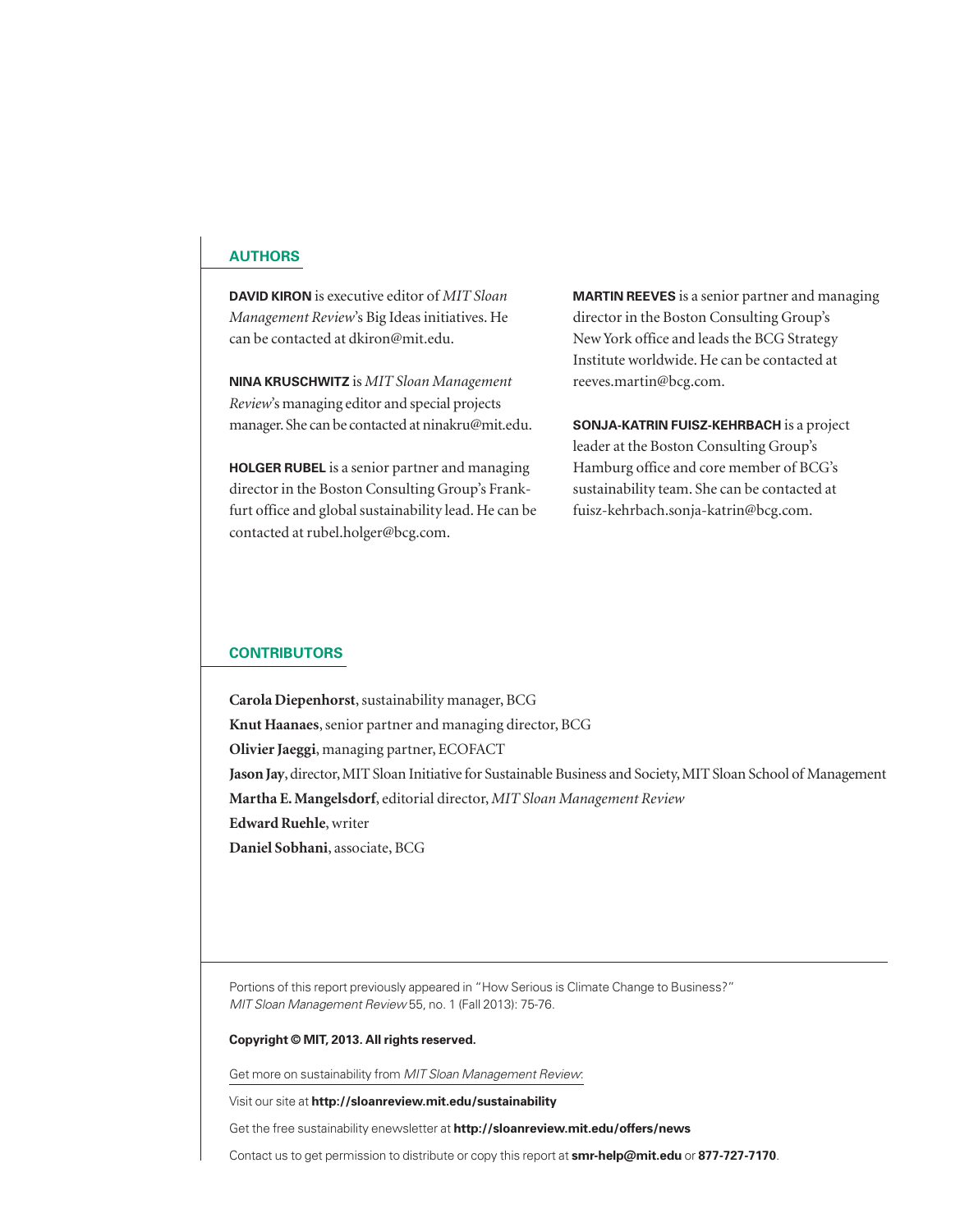## AUTHORS

**DAVID KIRON** is executive editor of *MIT Sloan Management Review*'s Big Ideas initiatives. He can be contacted at dkiron@mit.edu.

**NINA KRUSCHWITZ** is *MIT Sloan Management Review*'s managing editor and special projects manager. She can be contacted at ninakru@mit.edu.

**HOLGER RUBEL** is a senior partner and managing director in the Boston Consulting Group's Frankfurt office and global sustainability lead. He can be contacted at rubel.holger@bcg.com.

**MARTIN REEVES** is a senior partner and managing director in the Boston Consulting Group's New York office and leads the BCG Strategy Institute worldwide. He can be contacted at reeves.martin@bcg.com.

**SONJA-KATRIN FUISZ-KEHRBACH** is a project leader at the Boston Consulting Group's Hamburg office and core member of BCG's sustainability team. She can be contacted at fuisz-kehrbach.sonja-katrin@bcg.com.

## CONTRIBUTORS

**Carola Diepenhorst**, sustainability manager, BCG
**Knut Haanaes**, senior partner and managing director, BCG
**Olivier Jaeggi**, managing partner, ECOFACT
**Jason Jay**, director, MIT Sloan Initiative for Sustainable Business and Society, MIT Sloan School of Management
**Martha E. Mangelsdorf**, editorial director, *MIT Sloan Management Review*
**Edward Ruehle**, writer
**Daniel Sobhani**, associate, BCG

Portions of this report previously appeared in "How Serious is Climate Change to Business?" *MIT Sloan Management Review* 55, no. 1 (Fall 2013): 75-76.

**Copyright © MIT, 2013. All rights reserved.**

Get more on sustainability from *MIT Sloan Management Review*:

Visit our site at **http://sloanreview.mit.edu/sustainability**

Get the free sustainability enewsletter at **http://sloanreview.mit.edu/offers/news**

Contact us to get permission to distribute or copy this report at **smr-help@mit.edu** or **877-727-7170**.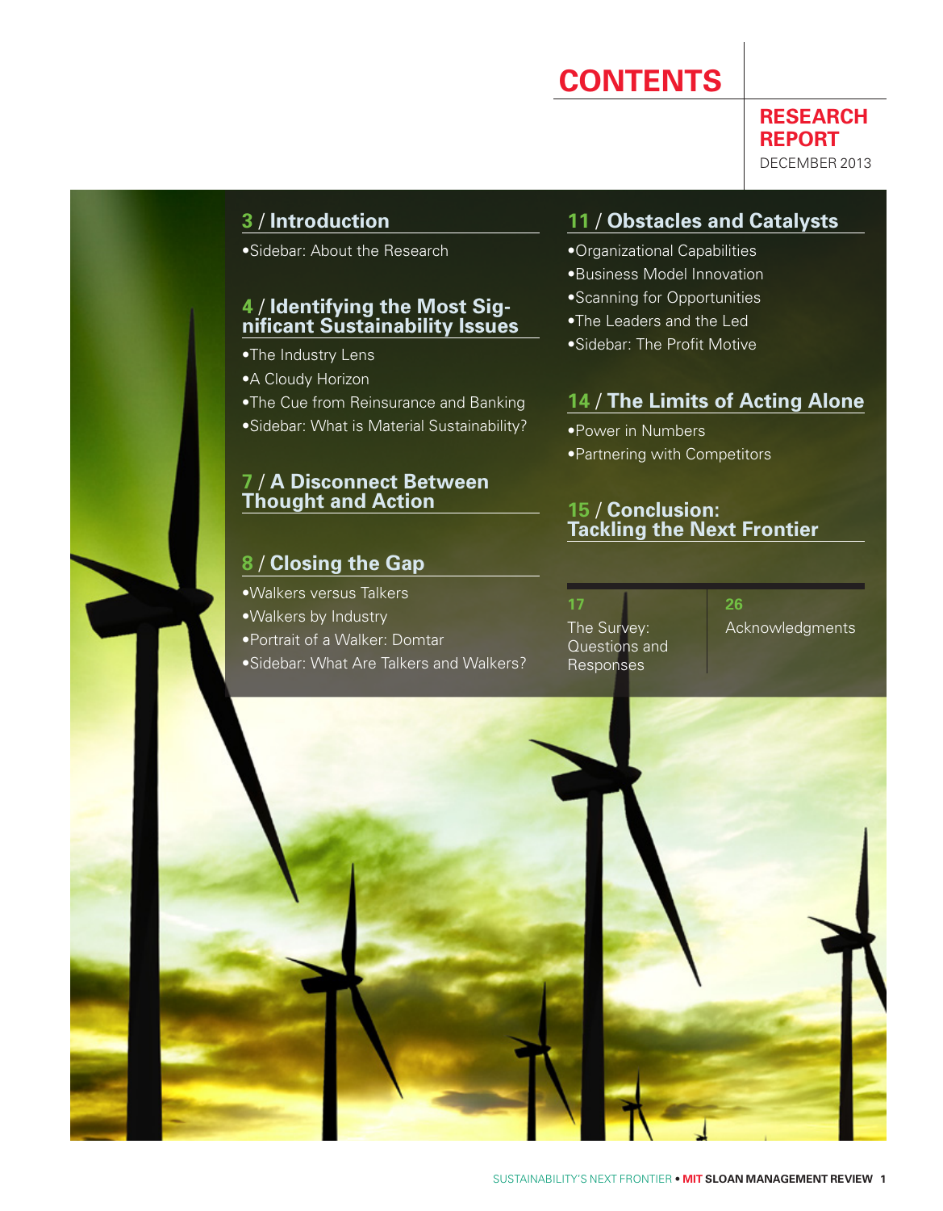# CONTENTS

**RESEARCH REPORT**
DECEMBER 2013

## 3 / Introduction

- Sidebar: About the Research

## 4 / Identifying the Most Significant Sustainability Issues

- The Industry Lens
- A Cloudy Horizon
- The Cue from Reinsurance and Banking
- Sidebar: What is Material Sustainability?

## 7 / A Disconnect Between Thought and Action

## 8 / Closing the Gap

- Walkers versus Talkers
- Walkers by Industry
- Portrait of a Walker: Domtar
- Sidebar: What Are Talkers and Walkers?

## 11 / Obstacles and Catalysts

- Organizational Capabilities
- Business Model Innovation
- Scanning for Opportunities
- The Leaders and the Led
- Sidebar: The Profit Motive

## 14 / The Limits of Acting Alone

- Power in Numbers
- Partnering with Competitors

## 15 / Conclusion: Tackling the Next Frontier

**17**
The Survey: Questions and Responses

**26**
Acknowledgments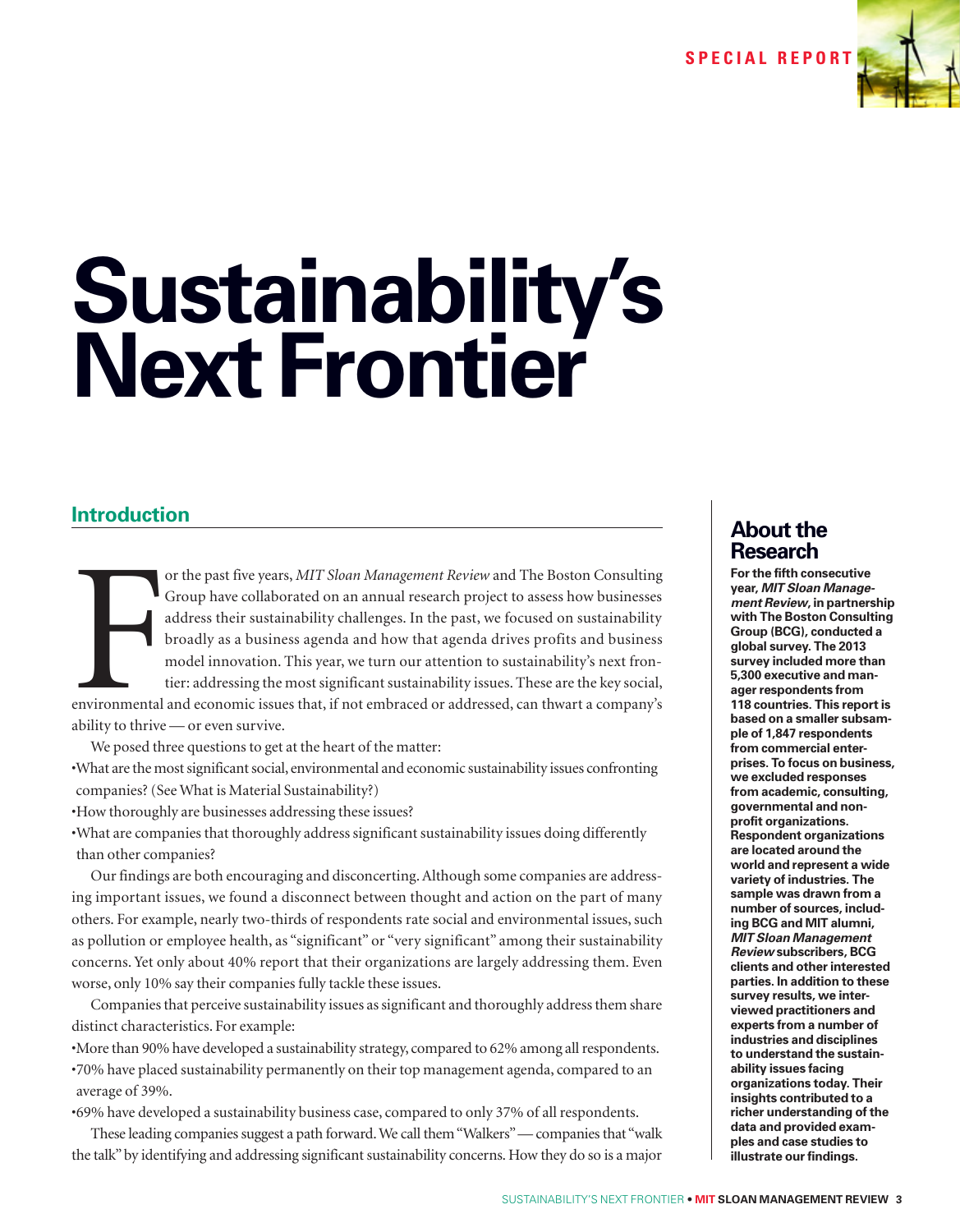SPECIAL REPORT

# Sustainability's Next Frontier

## Introduction

For the past five years, *MIT Sloan Management Review* and The Boston Consulting Group have collaborated on an annual research project to assess how businesses address their sustainability challenges. In the past, we focused on sustainability broadly as a business agenda and how that agenda drives profits and business model innovation. This year, we turn our attention to sustainability's next frontier: addressing the most significant sustainability issues. These are the key social, environmental and economic issues that, if not embraced or addressed, can thwart a company's ability to thrive — or even survive.

We posed three questions to get at the heart of the matter:

- What are the most significant social, environmental and economic sustainability issues confronting companies? (See What is Material Sustainability?)
- How thoroughly are businesses addressing these issues?
- What are companies that thoroughly address significant sustainability issues doing differently than other companies?

Our findings are both encouraging and disconcerting. Although some companies are addressing important issues, we found a disconnect between thought and action on the part of many others. For example, nearly two-thirds of respondents rate social and environmental issues, such as pollution or employee health, as "significant" or "very significant" among their sustainability concerns. Yet only about 40% report that their organizations are largely addressing them. Even worse, only 10% say their companies fully tackle these issues.

Companies that perceive sustainability issues as significant and thoroughly address them share distinct characteristics. For example:

- More than 90% have developed a sustainability strategy, compared to 62% among all respondents.
- 70% have placed sustainability permanently on their top management agenda, compared to an average of 39%.
- 69% have developed a sustainability business case, compared to only 37% of all respondents.

These leading companies suggest a path forward. We call them "Walkers" — companies that "walk the talk" by identifying and addressing significant sustainability concerns. How they do so is a major

### About the Research

**For the fifth consecutive year, *MIT Sloan Management Review*, in partnership with The Boston Consulting Group (BCG), conducted a global survey. The 2013 survey included more than 5,300 executive and manager respondents from 118 countries. This report is based on a smaller subsample of 1,847 respondents from commercial enterprises. To focus on business, we excluded responses from academic, consulting, governmental and nonprofit organizations. Respondent organizations are located around the world and represent a wide variety of industries. The sample was drawn from a number of sources, including BCG and MIT alumni, *MIT Sloan Management Review* subscribers, BCG clients and other interested parties. In addition to these survey results, we interviewed practitioners and experts from a number of industries and disciplines to understand the sustainability issues facing organizations today. Their insights contributed to a richer understanding of the data and provided examples and case studies to illustrate our findings.**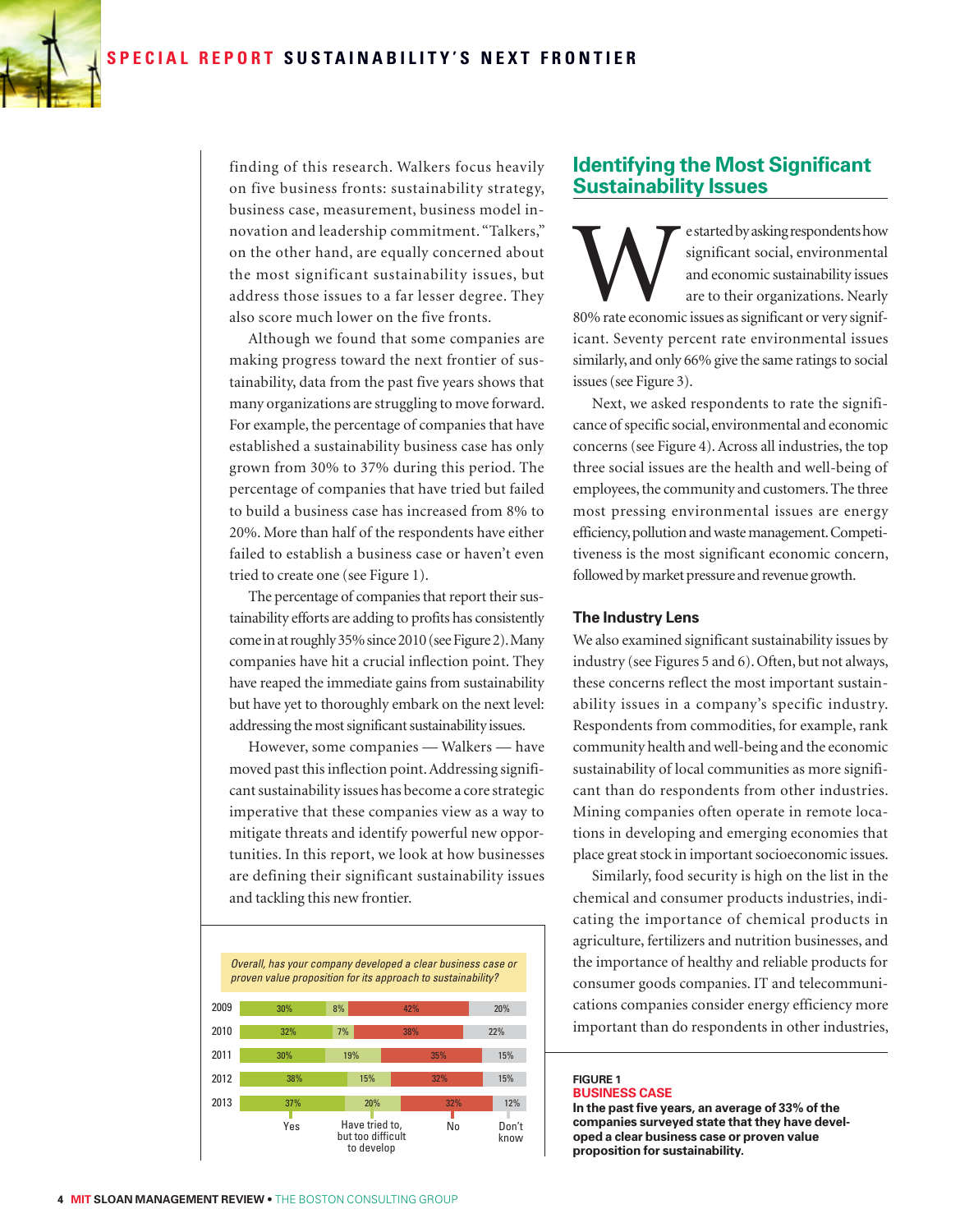finding of this research. Walkers focus heavily on five business fronts: sustainability strategy, business case, measurement, business model innovation and leadership commitment. "Talkers," on the other hand, are equally concerned about the most significant sustainability issues, but address those issues to a far lesser degree. They also score much lower on the five fronts.

Although we found that some companies are making progress toward the next frontier of sustainability, data from the past five years shows that many organizations are struggling to move forward. For example, the percentage of companies that have established a sustainability business case has only grown from 30% to 37% during this period. The percentage of companies that have tried but failed to build a business case has increased from 8% to 20%. More than half of the respondents have either failed to establish a business case or haven't even tried to create one (see Figure 1).

The percentage of companies that report their sustainability efforts are adding to profits has consistently come in at roughly 35% since 2010 (see Figure 2). Many companies have hit a crucial inflection point. They have reaped the immediate gains from sustainability but have yet to thoroughly embark on the next level: addressing the most significant sustainability issues.

However, some companies — Walkers — have moved past this inflection point. Addressing significant sustainability issues has become a core strategic imperative that these companies view as a way to mitigate threats and identify powerful new opportunities. In this report, we look at how businesses are defining their significant sustainability issues and tackling this new frontier.

*Overall, has your company developed a clear business case or proven value proposition for its approach to sustainability?*

| Year | Yes | Have tried to, but too difficult to develop | No | Don't know |
|---|---|---|---|---|
| 2009 | 30% | 8% | 42% | 20% |
| 2010 | 32% | 7% | 38% | 22% |
| 2011 | 30% | 19% | 35% | 15% |
| 2012 | 38% | 15% | 32% | 15% |
| 2013 | 37% | 20% | 32% | 12% |

**FIGURE 1**
**BUSINESS CASE**
**In the past five years, an average of 33% of the companies surveyed state that they have developed a clear business case or proven value proposition for sustainability.**

## Identifying the Most Significant Sustainability Issues

We started by asking respondents how significant social, environmental and economic sustainability issues are to their organizations. Nearly 80% rate economic issues as significant or very significant. Seventy percent rate environmental issues similarly, and only 66% give the same ratings to social issues (see Figure 3).

Next, we asked respondents to rate the significance of specific social, environmental and economic concerns (see Figure 4). Across all industries, the top three social issues are the health and well-being of employees, the community and customers. The three most pressing environmental issues are energy efficiency, pollution and waste management. Competitiveness is the most significant economic concern, followed by market pressure and revenue growth.

### The Industry Lens

We also examined significant sustainability issues by industry (see Figures 5 and 6). Often, but not always, these concerns reflect the most important sustainability issues in a company's specific industry. Respondents from commodities, for example, rank community health and well-being and the economic sustainability of local communities as more significant than do respondents from other industries. Mining companies often operate in remote locations in developing and emerging economies that place great stock in important socioeconomic issues.

Similarly, food security is high on the list in the chemical and consumer products industries, indicating the importance of chemical products in agriculture, fertilizers and nutrition businesses, and the importance of healthy and reliable products for consumer goods companies. IT and telecommunications companies consider energy efficiency more important than do respondents in other industries,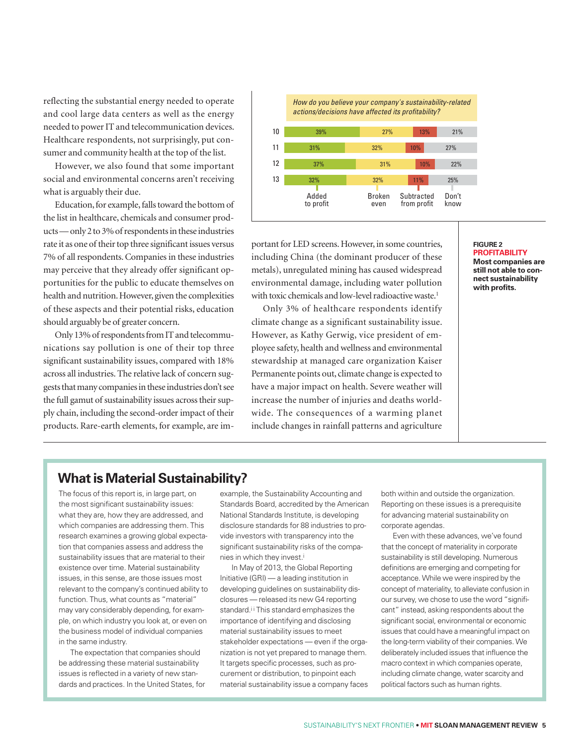reflecting the substantial energy needed to operate and cool large data centers as well as the energy needed to power IT and telecommunication devices. Healthcare respondents, not surprisingly, put consumer and community health at the top of the list.

However, we also found that some important social and environmental concerns aren't receiving what is arguably their due.

Education, for example, falls toward the bottom of the list in healthcare, chemicals and consumer products — only 2 to 3% of respondents in these industries rate it as one of their top three significant issues versus 7% of all respondents. Companies in these industries may perceive that they already offer significant opportunities for the public to educate themselves on health and nutrition. However, given the complexities of these aspects and their potential risks, education should arguably be of greater concern.

Only 13% of respondents from IT and telecommunications say pollution is one of their top three significant sustainability issues, compared with 18% across all industries. The relative lack of concern suggests that many companies in these industries don't see the full gamut of sustainability issues across their supply chain, including the second-order impact of their products. Rare-earth elements, for example, are important for LED screens. However, in some countries, including China (the dominant producer of these metals), unregulated mining has caused widespread environmental damage, including water pollution with toxic chemicals and low-level radioactive waste.[1]

Only 3% of healthcare respondents identify climate change as a significant sustainability issue. However, as Kathy Gerwig, vice president of employee safety, health and wellness and environmental stewardship at managed care organization Kaiser Permanente points out, climate change is expected to have a major impact on health. Severe weather will increase the number of injuries and deaths worldwide. The consequences of a warming planet include changes in rainfall patterns and agriculture

*How do you believe your company's sustainability-related actions/decisions have affected its profitability?*

| | Added to profit | Broken even | Subtracted from profit | Don't know |
|---|---|---|---|---|
| 10 | 39% | 27% | 13% | 21% |
| 11 | 31% | 32% | 10% | 27% |
| 12 | 37% | 31% | 10% | 22% |
| 13 | 32% | 32% | 11% | 25% |

**FIGURE 2**
**PROFITABILITY**
**Most companies are still not able to connect sustainability with profits.**

## What is Material Sustainability?

The focus of this report is, in large part, on the most significant sustainability issues: what they are, how they are addressed, and which companies are addressing them. This research examines a growing global expectation that companies assess and address the sustainability issues that are material to their existence over time. Material sustainability issues, in this sense, are those issues most relevant to the company's continued ability to function. Thus, what counts as "material" may vary considerably depending, for example, on which industry you look at, or even on the business model of individual companies in the same industry.

The expectation that companies should be addressing these material sustainability issues is reflected in a variety of new standards and practices. In the United States, for example, the Sustainability Accounting and Standards Board, accredited by the American National Standards Institute, is developing disclosure standards for 88 industries to provide investors with transparency into the significant sustainability risks of the companies in which they invest.[i]

In May of 2013, the Global Reporting Initiative (GRI) — a leading institution in developing guidelines on sustainability disclosures — released its new G4 reporting standard.[ii] This standard emphasizes the importance of identifying and disclosing material sustainability issues to meet stakeholder expectations — even if the organization is not yet prepared to manage them. It targets specific processes, such as procurement or distribution, to pinpoint each material sustainability issue a company faces both within and outside the organization. Reporting on these issues is a prerequisite for advancing material sustainability on corporate agendas.

Even with these advances, we've found that the concept of materiality in corporate sustainability is still developing. Numerous definitions are emerging and competing for acceptance. While we were inspired by the concept of materiality, to alleviate confusion in our survey, we chose to use the word "significant" instead, asking respondents about the significant social, environmental or economic issues that could have a meaningful impact on the long-term viability of their companies. We deliberately included issues that influence the macro context in which companies operate, including climate change, water scarcity and political factors such as human rights.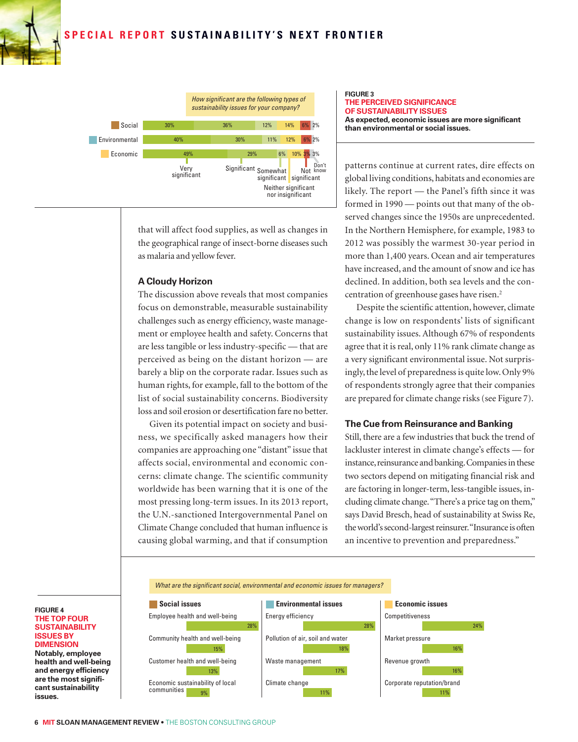**FIGURE 3**
**THE PERCEIVED SIGNIFICANCE OF SUSTAINABILITY ISSUES**
**As expected, economic issues are more significant than environmental or social issues.**

*How significant are the following types of sustainability issues for your company?*

| | Very significant | Significant | Somewhat significant | Neither significant nor insignificant | Not significant | Don't know |
|---|---|---|---|---|---|---|
| Social | 30% | 36% | 12% | 14% | 6% | 2% |
| Environmental | 40% | 30% | 11% | 12% | 6% | 2% |
| Economic | 49% | 29% | 6% | 10% | 3% | 3% |

that will affect food supplies, as well as changes in the geographical range of insect-borne diseases such as malaria and yellow fever.

### A Cloudy Horizon

The discussion above reveals that most companies focus on demonstrable, measurable sustainability challenges such as energy efficiency, waste management or employee health and safety. Concerns that are less tangible or less industry-specific — that are perceived as being on the distant horizon — are barely a blip on the corporate radar. Issues such as human rights, for example, fall to the bottom of the list of social sustainability concerns. Biodiversity loss and soil erosion or desertification fare no better.

Given its potential impact on society and business, we specifically asked managers how their companies are approaching one "distant" issue that affects social, environmental and economic concerns: climate change. The scientific community worldwide has been warning that it is one of the most pressing long-term issues. In its 2013 report, the U.N.-sanctioned Intergovernmental Panel on Climate Change concluded that human influence is causing global warming, and that if consumption patterns continue at current rates, dire effects on global living conditions, habitats and economies are likely. The report — the Panel's fifth since it was formed in 1990 — points out that many of the observed changes since the 1950s are unprecedented. In the Northern Hemisphere, for example, 1983 to 2012 was possibly the warmest 30-year period in more than 1,400 years. Ocean and air temperatures have increased, and the amount of snow and ice has declined. In addition, both sea levels and the concentration of greenhouse gases have risen.[2]

Despite the scientific attention, however, climate change is low on respondents' lists of significant sustainability issues. Although 67% of respondents agree that it is real, only 11% rank climate change as a very significant environmental issue. Not surprisingly, the level of preparedness is quite low. Only 9% of respondents strongly agree that their companies are prepared for climate change risks (see Figure 7).

### The Cue from Reinsurance and Banking

Still, there are a few industries that buck the trend of lackluster interest in climate change's effects — for instance, reinsurance and banking. Companies in these two sectors depend on mitigating financial risk and are factoring in longer-term, less-tangible issues, including climate change. "There's a price tag on them," says David Bresch, head of sustainability at Swiss Re, the world's second-largest reinsurer. "Insurance is often an incentive to prevention and preparedness."

**FIGURE 4**
**THE TOP FOUR SUSTAINABILITY ISSUES BY DIMENSION**
**Notably, employee health and well-being and energy efficiency are the most significant sustainability issues.**

*What are the significant social, environmental and economic issues for managers?*

| Social issues | | Environmental issues | | Economic issues | |
|---|---|---|---|---|---|
| Employee health and well-being | 28% | Energy efficiency | 28% | Competitiveness | 24% |
| Community health and well-being | 15% | Pollution of air, soil and water | 18% | Market pressure | 16% |
| Customer health and well-being | 13% | Waste management | 17% | Revenue growth | 16% |
| Economic sustainability of local communities | 9% | Climate change | 11% | Corporate reputation/brand | 11% |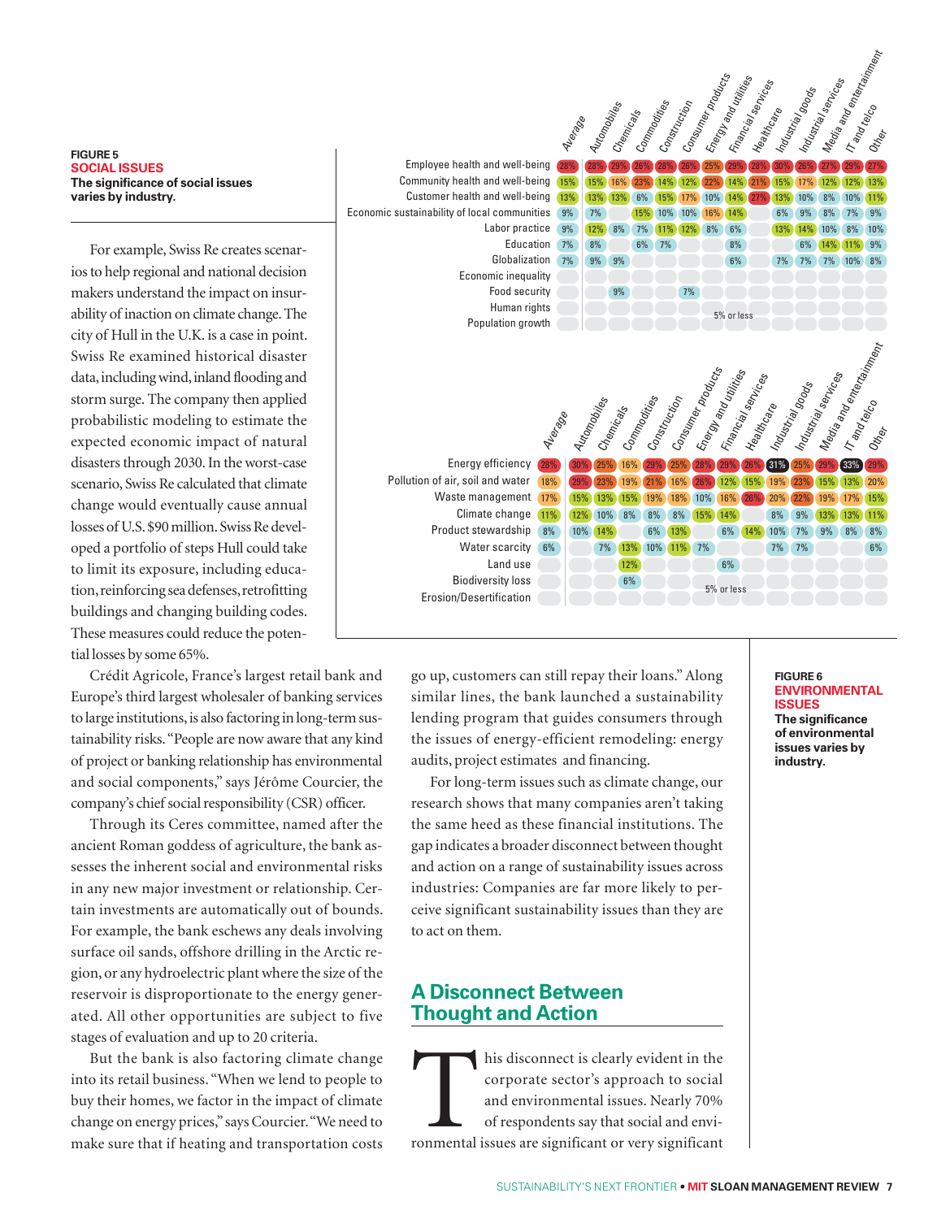**FIGURE 5**
**SOCIAL ISSUES**
**The significance of social issues varies by industry.**

| | Average | Automobiles | Chemicals | Commodities | Construction | Consumer products | Energy and utilities | Financial services | Healthcare | Industrial goods | Industrial services | Media and entertainment | IT and telco | Other |
|---|---|---|---|---|---|---|---|---|---|---|---|---|---|---|
| Employee health and well-being | 28% | 28% | 29% | 26% | 28% | 26% | 25% | 29% | 28% | 30% | 26% | 27% | 29% | 27% |
| Community health and well-being | 15% | 15% | 16% | 23% | 14% | 12% | 22% | 14% | 21% | 15% | 17% | 12% | 12% | 13% |
| Customer health and well-being | 13% | 13% | 13% | 6% | 15% | 17% | 10% | 14% | 27% | 13% | 10% | 8% | 10% | 11% |
| Economic sustainability of local communities | 9% | 7% | | 15% | 10% | 10% | 16% | 14% | | 6% | 9% | 8% | 7% | 9% |
| Labor practice | 9% | 12% | 8% | 7% | 11% | 12% | 8% | 6% | | 13% | 14% | 10% | 8% | 10% |
| Education | 7% | 8% | | 6% | 7% | | | 8% | | | 6% | 14% | 11% | 9% |
| Globalization | 7% | 9% | 9% | | | | | 6% | | 7% | 7% | 7% | 10% | 8% |
| Economic inequality | | | | | | | | | | | | | | |
| Food security | | | 9% | | | 7% | | | | | | | | |
| Human rights | | | | | | | | | | | | | | |
| Population growth | | | | | | | | | | | | | | |

Blank cells: 5% or less

For example, Swiss Re creates scenarios to help regional and national decision makers understand the impact on insurability of inaction on climate change. The city of Hull in the U.K. is a case in point. Swiss Re examined historical disaster data, including wind, inland flooding and storm surge. The company then applied probabilistic modeling to estimate the expected economic impact of natural disasters through 2030. In the worst-case scenario, Swiss Re calculated that climate change would eventually cause annual losses of U.S. $90 million. Swiss Re developed a portfolio of steps Hull could take to limit its exposure, including education, reinforcing sea defenses, retrofitting buildings and changing building codes. These measures could reduce the potential losses by some 65%.

Crédit Agricole, France's largest retail bank and Europe's third largest wholesaler of banking services to large institutions, is also factoring in long-term sustainability risks. "People are now aware that any kind of project or banking relationship has environmental and social components," says Jérôme Courcier, the company's chief social responsibility (CSR) officer.

Through its Ceres committee, named after the ancient Roman goddess of agriculture, the bank assesses the inherent social and environmental risks in any new major investment or relationship. Certain investments are automatically out of bounds. For example, the bank eschews any deals involving surface oil sands, offshore drilling in the Arctic region, or any hydroelectric plant where the size of the reservoir is disproportionate to the energy generated. All other opportunities are subject to five stages of evaluation and up to 20 criteria.

But the bank is also factoring climate change into its retail business. "When we lend to people to buy their homes, we factor in the impact of climate change on energy prices," says Courcier. "We need to make sure that if heating and transportation costs go up, customers can still repay their loans." Along similar lines, the bank launched a sustainability lending program that guides consumers through the issues of energy-efficient remodeling: energy audits, project estimates and financing.

For long-term issues such as climate change, our research shows that many companies aren't taking the same heed as these financial institutions. The gap indicates a broader disconnect between thought and action on a range of sustainability issues across industries: Companies are far more likely to perceive significant sustainability issues than they are to act on them.

## A Disconnect Between Thought and Action

This disconnect is clearly evident in the corporate sector's approach to social and environmental issues. Nearly 70% of respondents say that social and environmental issues are significant or very significant

**FIGURE 6**
**ENVIRONMENTAL ISSUES**
**The significance of environmental issues varies by industry.**

| | Average | Automobiles | Chemicals | Commodities | Construction | Consumer products | Energy and utilities | Financial services | Healthcare | Industrial goods | Industrial services | Media and entertainment | IT and telco | Other |
|---|---|---|---|---|---|---|---|---|---|---|---|---|---|---|
| Energy efficiency | 28% | 30% | 25% | 16% | 29% | 25% | 28% | 29% | 26% | 31% | 25% | 29% | 33% | 29% |
| Pollution of air, soil and water | 18% | 29% | 23% | 19% | 21% | 16% | 26% | 12% | 15% | 19% | 23% | 15% | 13% | 20% |
| Waste management | 17% | 15% | 13% | 15% | 19% | 18% | 10% | 16% | 26% | 20% | 22% | 19% | 17% | 15% |
| Climate change | 11% | 12% | 10% | 8% | 8% | 8% | 15% | 14% | | 8% | 9% | 13% | 13% | 11% |
| Product stewardship | 8% | 10% | 14% | | 6% | 13% | | 6% | 14% | 10% | 7% | 9% | 8% | 8% |
| Water scarcity | 6% | | 7% | 13% | 10% | 11% | 7% | | | 7% | 7% | | | 6% |
| Land use | | | | 12% | | | | 6% | | | | | | |
| Biodiversity loss | | | | 6% | | | | | | | | | | |
| Erosion/Desertification | | | | | | | | | | | | | | |

Blank cells: 5% or less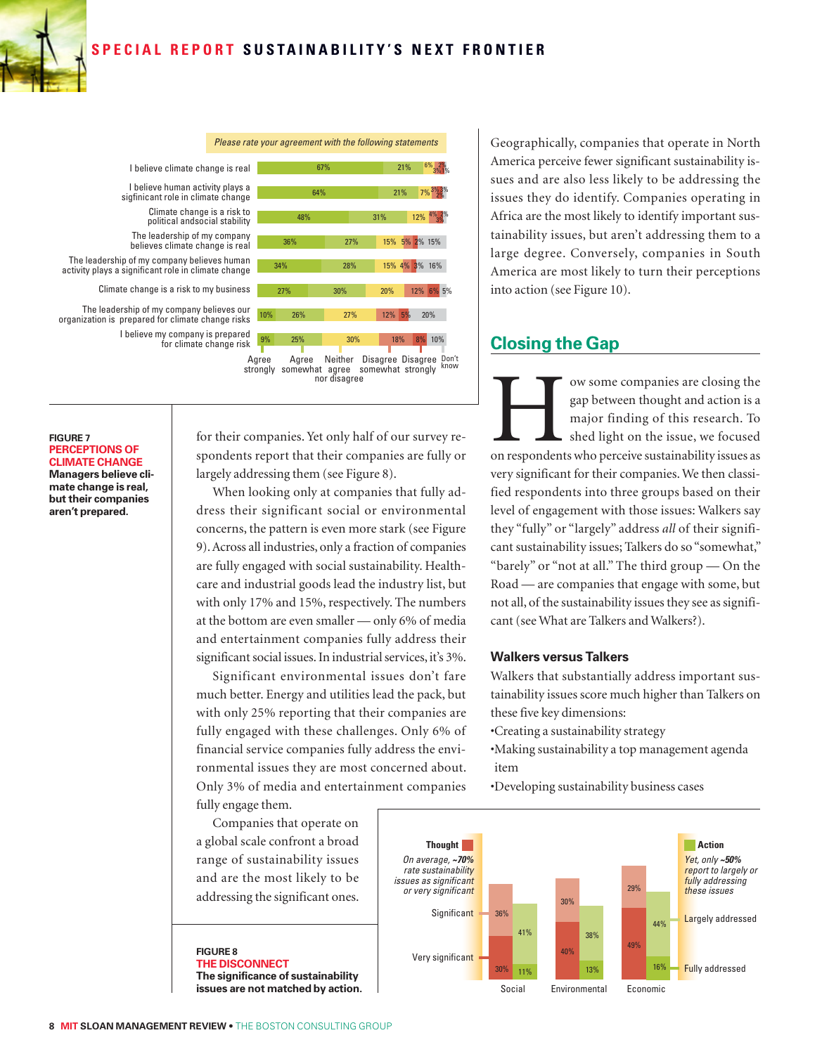**Please rate your agreement with the following statements**

| Statement | Agree strongly | Agree somewhat | Neither agree nor disagree | Disagree somewhat | Disagree strongly | Don't know |
|---|---|---|---|---|---|---|
| I believe climate change is real | 67% | 21% | 6% | 2% | 3% | 1% |
| I believe human activity plays a sigfinicant role in climate change | 64% | 21% | 7% | 3% | 2% | 3% |
| Climate change is a risk to political andsocial stability | 48% | 31% | 12% | 4% | 3% | 2% |
| The leadership of my company believes climate change is real | 36% | 27% | 15% | 5% | 2% | 15% |
| The leadership of my company believes human activity plays a significant role in climate change | 34% | 28% | 15% | 4% | 3% | 16% |
| Climate change is a risk to my business | 27% | 30% | 20% | 12% | 6% | 5% |
| The leadership of my company believes our organization is prepared for climate change risks | 10% | 26% | 27% | 12% | 5% | 20% |
| I believe my company is prepared for climate change risk | 9% | 25% | 30% | 18% | 8% | 10% |

**FIGURE 7**
**PERCEPTIONS OF CLIMATE CHANGE**
**Managers believe climate change is real, but their companies aren't prepared.**

for their companies. Yet only half of our survey respondents report that their companies are fully or largely addressing them (see Figure 8).

When looking only at companies that fully address their significant social or environmental concerns, the pattern is even more stark (see Figure 9). Across all industries, only a fraction of companies are fully engaged with social sustainability. Healthcare and industrial goods lead the industry list, but with only 17% and 15%, respectively. The numbers at the bottom are even smaller — only 6% of media and entertainment companies fully address their significant social issues. In industrial services, it's 3%.

Significant environmental issues don't fare much better. Energy and utilities lead the pack, but with only 25% reporting that their companies are fully engaged with these challenges. Only 6% of financial service companies fully address the environmental issues they are most concerned about. Only 3% of media and entertainment companies fully engage them.

Companies that operate on a global scale confront a broad range of sustainability issues and are the most likely to be addressing the significant ones.

Geographically, companies that operate in North America perceive fewer significant sustainability issues and are also less likely to be addressing the issues they do identify. Companies operating in Africa are the most likely to identify important sustainability issues, but aren't addressing them to a large degree. Conversely, companies in South America are most likely to turn their perceptions into action (see Figure 10).

## Closing the Gap

How some companies are closing the gap between thought and action is a major finding of this research. To shed light on this issue, we focused on respondents who perceive sustainability issues as very significant for their companies. We then classified respondents into three groups based on their level of engagement with those issues: Walkers say they "fully" or "largely" address *all* of their significant sustainability issues; Talkers do so "somewhat," "barely" or "not at all." The third group — On the Road — are companies that engage with some, but not all, of the sustainability issues they see as significant (see What are Talkers and Walkers?).

### Walkers versus Talkers

Walkers that substantially address important sustainability issues score much higher than Talkers on these five key dimensions:

- Creating a sustainability strategy
- Making sustainability a top management agenda item
- Developing sustainability business cases

**Thought** — *On average, ~70% rate sustainability issues as significant or very significant*

**Action** — *Yet, only ~50% report to largely or fully addressing these issues*

| | Social | Environmental | Economic |
|---|---|---|---|
| Thought: Significant | 36% | 30% | 29% |
| Thought: Very significant | 30% | 40% | 49% |
| Action: Largely addressed | 41% | 38% | 44% |
| Action: Fully addressed | 11% | 13% | 16% |

**FIGURE 8**
**THE DISCONNECT**
**The significance of sustainability issues are not matched by action.**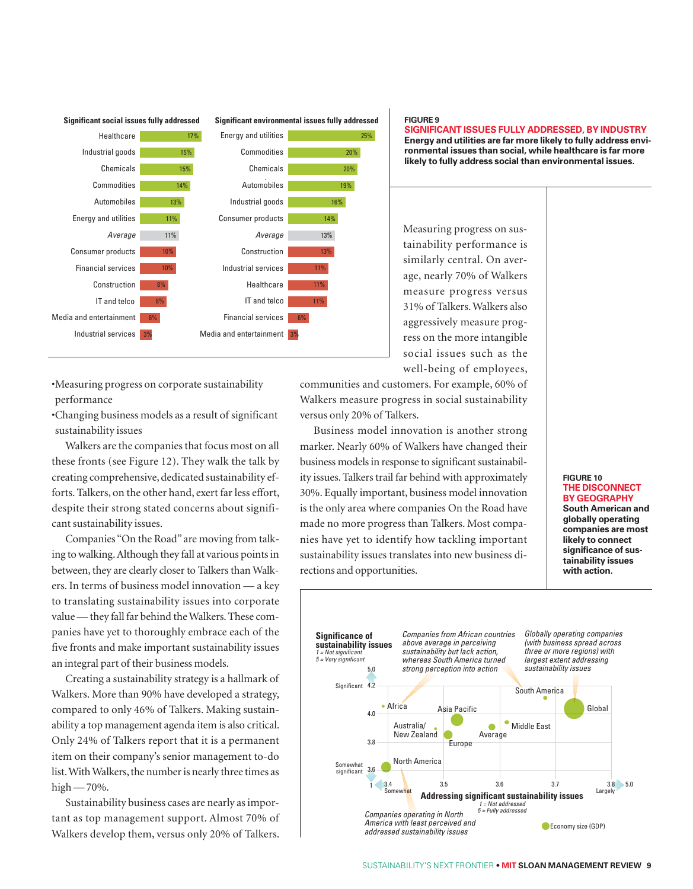**FIGURE 9**
**SIGNIFICANT ISSUES FULLY ADDRESSED, BY INDUSTRY**
**Energy and utilities are far more likely to fully address environmental issues than social, while healthcare is far more likely to fully address social than environmental issues.**

| Significant social issues fully addressed | |
|---|---|
| Healthcare | 17% |
| Industrial goods | 15% |
| Chemicals | 15% |
| Commodities | 14% |
| Automobiles | 13% |
| Energy and utilities | 11% |
| *Average* | 11% |
| Consumer products | 10% |
| Financial services | 10% |
| Construction | 8% |
| IT and telco | 8% |
| Media and entertainment | 6% |
| Industrial services | 3% |

| Significant environmental issues fully addressed | |
|---|---|
| Energy and utilities | 25% |
| Commodities | 20% |
| Chemicals | 20% |
| Automobiles | 19% |
| Industrial goods | 16% |
| Consumer products | 14% |
| *Average* | 13% |
| Construction | 13% |
| Industrial services | 11% |
| Healthcare | 11% |
| IT and telco | 11% |
| Financial services | 6% |
| Media and entertainment | 3% |

- Measuring progress on corporate sustainability performance
- Changing business models as a result of significant sustainability issues

Walkers are the companies that focus most on all these fronts (see Figure 12). They walk the talk by creating comprehensive, dedicated sustainability efforts. Talkers, on the other hand, exert far less effort, despite their strong stated concerns about significant sustainability issues.

Companies "On the Road" are moving from talking to walking. Although they fall at various points in between, they are clearly closer to Talkers than Walkers. In terms of business model innovation — a key to translating sustainability issues into corporate value — they fall far behind the Walkers. These companies have yet to thoroughly embrace each of the five fronts and make important sustainability issues an integral part of their business models.

Creating a sustainability strategy is a hallmark of Walkers. More than 90% have developed a strategy, compared to only 46% of Talkers. Making sustainability a top management agenda item is also critical. Only 24% of Talkers report that it is a permanent item on their company's senior management to-do list. With Walkers, the number is nearly three times as high — 70%.

Sustainability business cases are nearly as important as top management support. Almost 70% of Walkers develop them, versus only 20% of Talkers.

Measuring progress on sustainability performance is similarly central. On average, nearly 70% of Walkers measure progress versus 31% of Talkers. Walkers also aggressively measure progress on the more intangible social issues such as the well-being of employees, communities and customers. For example, 60% of Walkers measure progress in social sustainability versus only 20% of Talkers.

Business model innovation is another strong marker. Nearly 60% of Walkers have changed their business models in response to significant sustainability issues. Talkers trail far behind with approximately 30%. Equally important, business model innovation is the only area where companies On the Road have made no more progress than Talkers. Most companies have yet to identify how tackling important sustainability issues translates into new business directions and opportunities.

**FIGURE 10**
**THE DISCONNECT BY GEOGRAPHY**
**South American and globally operating companies are most likely to connect significance of sustainability issues with action.**

Significance of sustainability issues (1 = Not significant, 5 = Very significant) vs. Addressing significant sustainability issues (1 = Not addressed, 5 = Fully addressed); bubble size = Economy size (GDP). Regions plotted: Africa, Asia Pacific, Australia/New Zealand, Europe, Average, Middle East, South America, Global, North America.

*Companies from African countries above average in perceiving sustainability but lack action, whereas South America turned strong perception into action*

*Globally operating companies (with business spread across three or more regions) with largest extent addressing sustainability issues*

*Companies operating in North America with least perceived and addressed sustainability issues*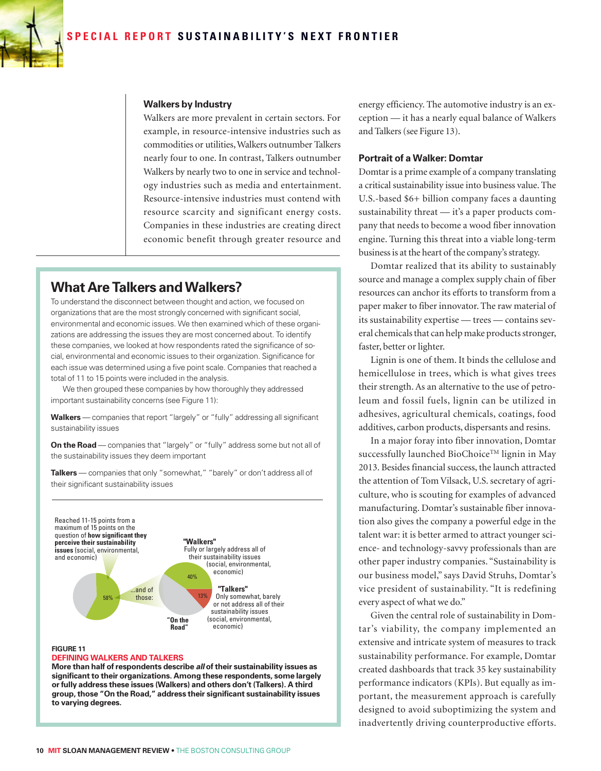## Walkers by Industry

Walkers are more prevalent in certain sectors. For example, in resource-intensive industries such as commodities or utilities, Walkers outnumber Talkers nearly four to one. In contrast, Talkers outnumber Walkers by nearly two to one in service and technology industries such as media and entertainment. Resource-intensive industries must contend with resource scarcity and significant energy costs. Companies in these industries are creating direct economic benefit through greater resource and energy efficiency. The automotive industry is an exception — it has a nearly equal balance of Walkers and Talkers (see Figure 13).

## What Are Talkers and Walkers?

To understand the disconnect between thought and action, we focused on organizations that are the most strongly concerned with significant social, environmental and economic issues. We then examined which of these organizations are addressing the issues they are most concerned about. To identify these companies, we looked at how respondents rated the significance of social, environmental and economic issues to their organization. Significance for each issue was determined using a five point scale. Companies that reached a total of 11 to 15 points were included in the analysis.

We then grouped these companies by how thoroughly they addressed important sustainability concerns (see Figure 11):

**Walkers** — companies that report "largely" or "fully" addressing all significant sustainability issues

**On the Road** — companies that "largely" or "fully" address some but not all of the sustainability issues they deem important

**Talkers** — companies that only "somewhat," "barely" or don't address all of their significant sustainability issues

Reached 11-15 points from a maximum of 15 points on the question of **how significant they perceive their sustainability issues** (social, environmental, and economic)

58%

...and of those:

"Walkers" Fully or largely address all of their sustainability issues (social, environmental, economic) — 40%

"Talkers" Only somewhat, barely or not address all of their sustainability issues (social, environmental, economic) — 13%

"On the Road"

**FIGURE 11**
**DEFINING WALKERS AND TALKERS**
**More than half of respondents describe *all* of their sustainability issues as significant to their organizations. Among these respondents, some largely or fully address these issues (Walkers) and others don't (Talkers). A third group, those "On the Road," address their significant sustainability issues to varying degrees.**

## Portrait of a Walker: Domtar

Domtar is a prime example of a company translating a critical sustainability issue into business value. The U.S.-based $6+ billion company faces a daunting sustainability threat — it's a paper products company that needs to become a wood fiber innovation engine. Turning this threat into a viable long-term business is at the heart of the company's strategy.

Domtar realized that its ability to sustainably source and manage a complex supply chain of fiber resources can anchor its efforts to transform from a paper maker to fiber innovator. The raw material of its sustainability expertise — trees — contains several chemicals that can help make products stronger, faster, better or lighter.

Lignin is one of them. It binds the cellulose and hemicellulose in trees, which is what gives trees their strength. As an alternative to the use of petroleum and fossil fuels, lignin can be utilized in adhesives, agricultural chemicals, coatings, food additives, carbon products, dispersants and resins.

In a major foray into fiber innovation, Domtar successfully launched BioChoice™ lignin in May 2013. Besides financial success, the launch attracted the attention of Tom Vilsack, U.S. secretary of agriculture, who is scouting for examples of advanced manufacturing. Domtar's sustainable fiber innovation also gives the company a powerful edge in the talent war: it is better armed to attract younger science- and technology-savvy professionals than are other paper industry companies. "Sustainability is our business model," says David Struhs, Domtar's vice president of sustainability. "It is redefining every aspect of what we do."

Given the central role of sustainability in Domtar's viability, the company implemented an extensive and intricate system of measures to track sustainability performance. For example, Domtar created dashboards that track 35 key sustainability performance indicators (KPIs). But equally as important, the measurement approach is carefully designed to avoid suboptimizing the system and inadvertently driving counterproductive efforts.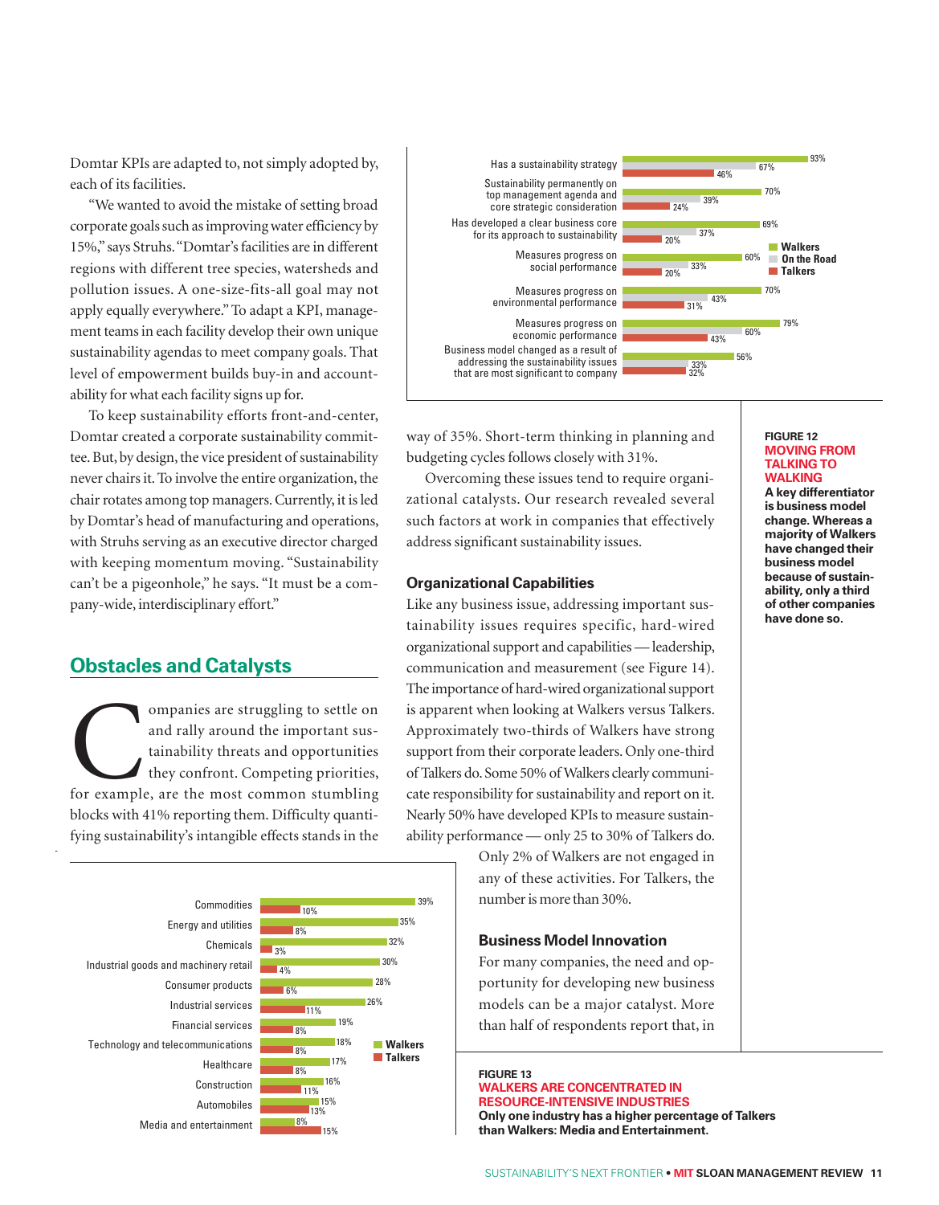Domtar KPIs are adapted to, not simply adopted by, each of its facilities.

"We wanted to avoid the mistake of setting broad corporate goals such as improving water efficiency by 15%," says Struhs. "Domtar's facilities are in different regions with different tree species, watersheds and pollution issues. A one-size-fits-all goal may not apply equally everywhere." To adapt a KPI, management teams in each facility develop their own unique sustainability agendas to meet company goals. That level of empowerment builds buy-in and accountability for what each facility signs up for.

To keep sustainability efforts front-and-center, Domtar created a corporate sustainability committee. But, by design, the vice president of sustainability never chairs it. To involve the entire organization, the chair rotates among top managers. Currently, it is led by Domtar's head of manufacturing and operations, with Struhs serving as an executive director charged with keeping momentum moving. "Sustainability can't be a pigeonhole," he says. "It must be a company-wide, interdisciplinary effort."

## Obstacles and Catalysts

Companies are struggling to settle on and rally around the important sustainability threats and opportunities they confront. Competing priorities, for example, are the most common stumbling blocks with 41% reporting them. Difficulty quantifying sustainability's intangible effects stands in the way of 35%. Short-term thinking in planning and budgeting cycles follows closely with 31%.

Overcoming these issues tend to require organizational catalysts. Our research revealed several such factors at work in companies that effectively address significant sustainability issues.

### Organizational Capabilities

Like any business issue, addressing important sustainability issues requires specific, hard-wired organizational support and capabilities — leadership, communication and measurement (see Figure 14). The importance of hard-wired organizational support is apparent when looking at Walkers versus Talkers. Approximately two-thirds of Walkers have strong support from their corporate leaders. Only one-third of Talkers do. Some 50% of Walkers clearly communicate responsibility for sustainability and report on it. Nearly 50% have developed KPIs to measure sustainability performance — only 25 to 30% of Talkers do. Only 2% of Walkers are not engaged in any of these activities. For Talkers, the number is more than 30%.

### Business Model Innovation

For many companies, the need and opportunity for developing new business models can be a major catalyst. More than half of respondents report that, in

| | Walkers | On the Road | Talkers |
|---|---|---|---|
| Has a sustainability strategy | 93% | 67% | 46% |
| Sustainability permanently on top management agenda and core strategic consideration | 70% | 39% | 24% |
| Has developed a clear business core for its approach to sustainability | 69% | 37% | 20% |
| Measures progress on social performance | 60% | 33% | 20% |
| Measures progress on environmental performance | 70% | 43% | 31% |
| Measures progress on economic performance | 79% | 60% | 43% |
| Business model changed as a result of addressing the sustainability issues that are most significant to company | 56% | 33% | 32% |

**FIGURE 12**
**MOVING FROM TALKING TO WALKING**
**A key differentiator is business model change. Whereas a majority of Walkers have changed their business model because of sustainability, only a third of other companies have done so.**

| | Walkers | Talkers |
|---|---|---|
| Commodities | 39% | 10% |
| Energy and utilities | 35% | 8% |
| Chemicals | 32% | 3% |
| Industrial goods and machinery retail | 30% | 4% |
| Consumer products | 28% | 6% |
| Industrial services | 26% | 11% |
| Financial services | 19% | 8% |
| Technology and telecommunications | 18% | 8% |
| Healthcare | 17% | 8% |
| Construction | 16% | 11% |
| Automobiles | 15% | 13% |
| Media and entertainment | 8% | 15% |

**FIGURE 13**
**WALKERS ARE CONCENTRATED IN RESOURCE-INTENSIVE INDUSTRIES**
**Only one industry has a higher percentage of Talkers than Walkers: Media and Entertainment.**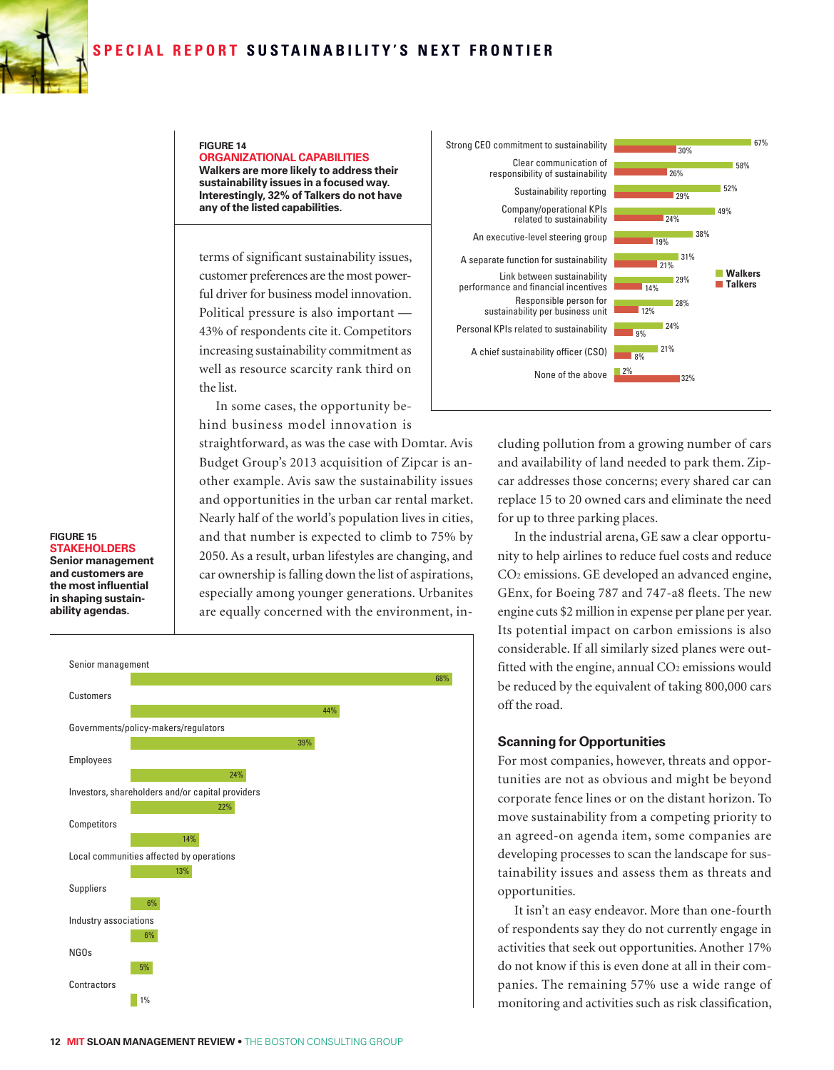**FIGURE 14**
**ORGANIZATIONAL CAPABILITIES**
**Walkers are more likely to address their sustainability issues in a focused way. Interestingly, 32% of Talkers do not have any of the listed capabilities.**

| Capability | Walkers | Talkers |
| --- | --- | --- |
| Strong CEO commitment to sustainability | 67% | 30% |
| Clear communication of responsibility of sustainability | 58% | 26% |
| Sustainability reporting | 52% | 29% |
| Company/operational KPIs related to sustainability | 49% | 24% |
| An executive-level steering group | 38% | 19% |
| A separate function for sustainability | 31% | 21% |
| Link between sustainability performance and financial incentives | 29% | 14% |
| Responsible person for sustainability per business unit | 28% | 12% |
| Personal KPIs related to sustainability | 24% | 9% |
| A chief sustainability officer (CSO) | 21% | 8% |
| None of the above | 2% | 32% |

terms of significant sustainability issues, customer preferences are the most powerful driver for business model innovation. Political pressure is also important — 43% of respondents cite it. Competitors increasing sustainability commitment as well as resource scarcity rank third on the list.

In some cases, the opportunity behind business model innovation is straightforward, as was the case with Domtar. Avis Budget Group's 2013 acquisition of Zipcar is another example. Avis saw the sustainability issues and opportunities in the urban car rental market. Nearly half of the world's population lives in cities, and that number is expected to climb to 75% by 2050. As a result, urban lifestyles are changing, and car ownership is falling down the list of aspirations, especially among younger generations. Urbanites are equally concerned with the environment, including pollution from a growing number of cars and availability of land needed to park them. Zipcar addresses those concerns; every shared car can replace 15 to 20 owned cars and eliminate the need for up to three parking places.

In the industrial arena, GE saw a clear opportunity to help airlines to reduce fuel costs and reduce $CO_2$ emissions. GE developed an advanced engine, GEnx, for Boeing 787 and 747-a8 fleets. The new engine cuts $2 million in expense per plane per year. Its potential impact on carbon emissions is also considerable. If all similarly sized planes were outfitted with the engine, annual $CO_2$ emissions would be reduced by the equivalent of taking 800,000 cars off the road.

**FIGURE 15**
**STAKEHOLDERS**
**Senior management and customers are the most influential in shaping sustainability agendas.**

| Stakeholder | Percentage |
| --- | --- |
| Senior management | 68% |
| Customers | 44% |
| Governments/policy-makers/regulators | 39% |
| Employees | 24% |
| Investors, shareholders and/or capital providers | 22% |
| Competitors | 14% |
| Local communities affected by operations | 13% |
| Suppliers | 6% |
| Industry associations | 6% |
| NGOs | 5% |
| Contractors | 1% |

## Scanning for Opportunities

For most companies, however, threats and opportunities are not as obvious and might be beyond corporate fence lines or on the distant horizon. To move sustainability from a competing priority to an agreed-on agenda item, some companies are developing processes to scan the landscape for sustainability issues and assess them as threats and opportunities.

It isn't an easy endeavor. More than one-fourth of respondents say they do not currently engage in activities that seek out opportunities. Another 17% do not know if this is even done at all in their companies. The remaining 57% use a wide range of monitoring and activities such as risk classification,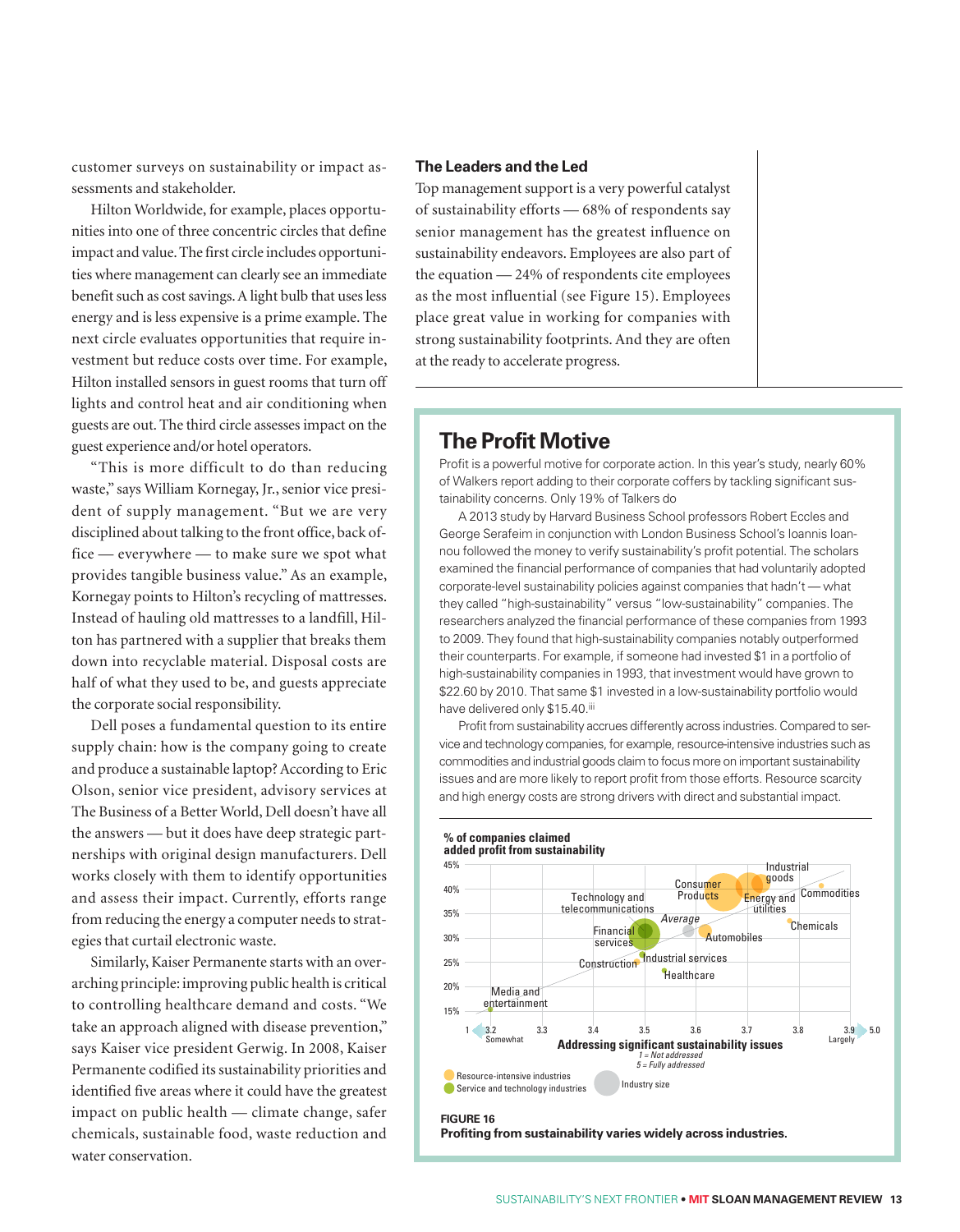customer surveys on sustainability or impact assessments and stakeholder.

Hilton Worldwide, for example, places opportunities into one of three concentric circles that define impact and value. The first circle includes opportunities where management can clearly see an immediate benefit such as cost savings. A light bulb that uses less energy and is less expensive is a prime example. The next circle evaluates opportunities that require investment but reduce costs over time. For example, Hilton installed sensors in guest rooms that turn off lights and control heat and air conditioning when guests are out. The third circle assesses impact on the guest experience and/or hotel operators.

"This is more difficult to do than reducing waste," says William Kornegay, Jr., senior vice president of supply management. "But we are very disciplined about talking to the front office, back office — everywhere — to make sure we spot what provides tangible business value." As an example, Kornegay points to Hilton's recycling of mattresses. Instead of hauling old mattresses to a landfill, Hilton has partnered with a supplier that breaks them down into recyclable material. Disposal costs are half of what they used to be, and guests appreciate the corporate social responsibility.

Dell poses a fundamental question to its entire supply chain: how is the company going to create and produce a sustainable laptop? According to Eric Olson, senior vice president, advisory services at The Business of a Better World, Dell doesn't have all the answers — but it does have deep strategic partnerships with original design manufacturers. Dell works closely with them to identify opportunities and assess their impact. Currently, efforts range from reducing the energy a computer needs to strategies that curtail electronic waste.

Similarly, Kaiser Permanente starts with an overarching principle: improving public health is critical to controlling healthcare demand and costs. "We take an approach aligned with disease prevention," says Kaiser vice president Gerwig. In 2008, Kaiser Permanente codified its sustainability priorities and identified five areas where it could have the greatest impact on public health — climate change, safer chemicals, sustainable food, waste reduction and water conservation.

### The Leaders and the Led

Top management support is a very powerful catalyst of sustainability efforts — 68% of respondents say senior management has the greatest influence on sustainability endeavors. Employees are also part of the equation — 24% of respondents cite employees as the most influential (see Figure 15). Employees place great value in working for companies with strong sustainability footprints. And they are often at the ready to accelerate progress.

## The Profit Motive

Profit is a powerful motive for corporate action. In this year's study, nearly 60% of Walkers report adding to their corporate coffers by tackling significant sustainability concerns. Only 19% of Talkers do

A 2013 study by Harvard Business School professors Robert Eccles and George Serafeim in conjunction with London Business School's Ioannis Ioannou followed the money to verify sustainability's profit potential. The scholars examined the financial performance of companies that had voluntarily adopted corporate-level sustainability policies against companies that hadn't — what they called "high-sustainability" versus "low-sustainability" companies. The researchers analyzed the financial performance of these companies from 1993 to 2009. They found that high-sustainability companies notably outperformed their counterparts. For example, if someone had invested $1 in a portfolio of high-sustainability companies in 1993, that investment would have grown to $22.60 by 2010. That same $1 invested in a low-sustainability portfolio would have delivered only $15.40.[iii]

Profit from sustainability accrues differently across industries. Compared to service and technology companies, for example, resource-intensive industries such as commodities and industrial goods claim to focus more on important sustainability issues and are more likely to report profit from those efforts. Resource scarcity and high energy costs are strong drivers with direct and substantial impact.

**FIGURE 16**
**Profiting from sustainability varies widely across industries.**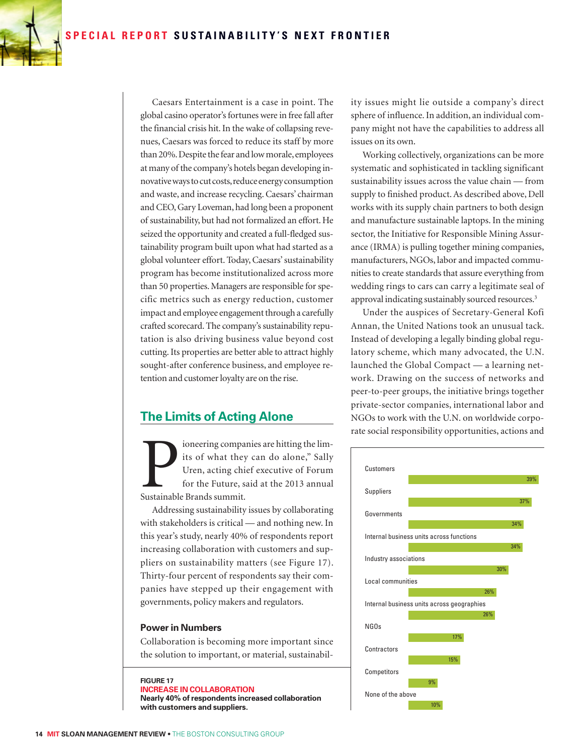Caesars Entertainment is a case in point. The global casino operator's fortunes were in free fall after the financial crisis hit. In the wake of collapsing revenues, Caesars was forced to reduce its staff by more than 20%. Despite the fear and low morale, employees at many of the company's hotels began developing innovative ways to cut costs, reduce energy consumption and waste, and increase recycling. Caesars' chairman and CEO, Gary Loveman, had long been a proponent of sustainability, but had not formalized an effort. He seized the opportunity and created a full-fledged sustainability program built upon what had started as a global volunteer effort. Today, Caesars' sustainability program has become institutionalized across more than 50 properties. Managers are responsible for specific metrics such as energy reduction, customer impact and employee engagement through a carefully crafted scorecard. The company's sustainability reputation is also driving business value beyond cost cutting. Its properties are better able to attract highly sought-after conference business, and employee retention and customer loyalty are on the rise.

## The Limits of Acting Alone

Pioneering companies are hitting the limits of what they can do alone," Sally Uren, acting chief executive of Forum for the Future, said at the 2013 annual Sustainable Brands summit.

Addressing sustainability issues by collaborating with stakeholders is critical — and nothing new. In this year's study, nearly 40% of respondents report increasing collaboration with customers and suppliers on sustainability matters (see Figure 17). Thirty-four percent of respondents say their companies have stepped up their engagement with governments, policy makers and regulators.

### Power in Numbers

Collaboration is becoming more important since the solution to important, or material, sustainability issues might lie outside a company's direct sphere of influence. In addition, an individual company might not have the capabilities to address all issues on its own.

Working collectively, organizations can be more systematic and sophisticated in tackling significant sustainability issues across the value chain — from supply to finished product. As described above, Dell works with its supply chain partners to both design and manufacture sustainable laptops. In the mining sector, the Initiative for Responsible Mining Assurance (IRMA) is pulling together mining companies, manufacturers, NGOs, labor and impacted communities to create standards that assure everything from wedding rings to cars can carry a legitimate seal of approval indicating sustainably sourced resources.[3]

Under the auspices of Secretary-General Kofi Annan, the United Nations took an unusual tack. Instead of developing a legally binding global regulatory scheme, which many advocated, the U.N. launched the Global Compact — a learning network. Drawing on the success of networks and peer-to-peer groups, the initiative brings together private-sector companies, international labor and NGOs to work with the U.N. on worldwide corporate social responsibility opportunities, actions and

**FIGURE 17**
**INCREASE IN COLLABORATION**
**Nearly 40% of respondents increased collaboration with customers and suppliers.**

| Stakeholder | Percentage |
|---|---|
| Customers | 39% |
| Suppliers | 37% |
| Governments | 34% |
| Internal business units across functions | 34% |
| Industry associations | 30% |
| Local communities | 26% |
| Internal business units across geographies | 26% |
| NGOs | 17% |
| Contractors | 15% |
| Competitors | 9% |
| None of the above | 10% |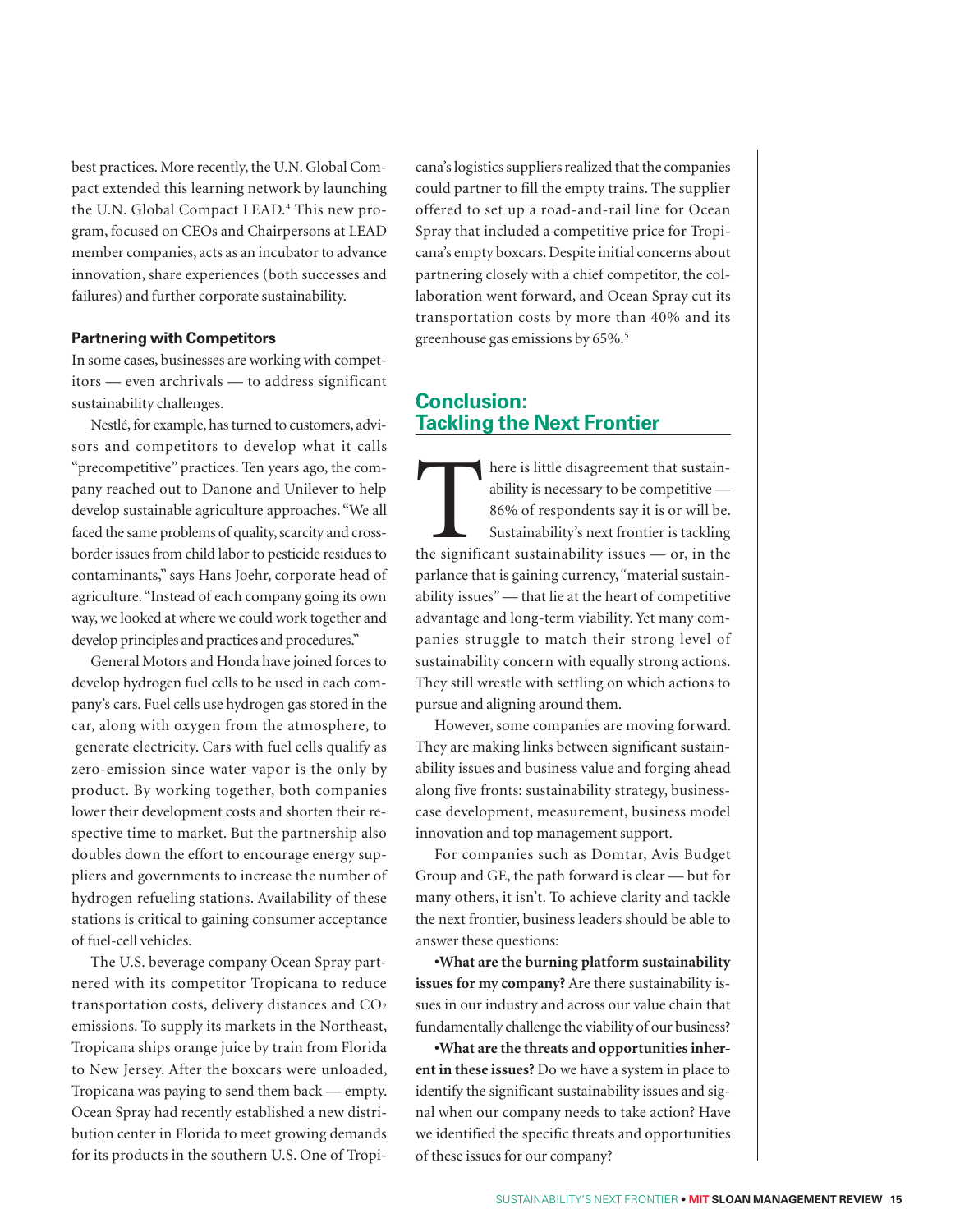best practices. More recently, the U.N. Global Compact extended this learning network by launching the U.N. Global Compact LEAD.[4] This new program, focused on CEOs and Chairpersons at LEAD member companies, acts as an incubator to advance innovation, share experiences (both successes and failures) and further corporate sustainability.

**Partnering with Competitors**

In some cases, businesses are working with competitors — even archrivals — to address significant sustainability challenges.

Nestlé, for example, has turned to customers, advisors and competitors to develop what it calls "precompetitive" practices. Ten years ago, the company reached out to Danone and Unilever to help develop sustainable agriculture approaches. "We all faced the same problems of quality, scarcity and cross-border issues from child labor to pesticide residues to contaminants," says Hans Joehr, corporate head of agriculture. "Instead of each company going its own way, we looked at where we could work together and develop principles and practices and procedures."

General Motors and Honda have joined forces to develop hydrogen fuel cells to be used in each company's cars. Fuel cells use hydrogen gas stored in the car, along with oxygen from the atmosphere, to generate electricity. Cars with fuel cells qualify as zero-emission since water vapor is the only by product. By working together, both companies lower their development costs and shorten their respective time to market. But the partnership also doubles down the effort to encourage energy suppliers and governments to increase the number of hydrogen refueling stations. Availability of these stations is critical to gaining consumer acceptance of fuel-cell vehicles.

The U.S. beverage company Ocean Spray partnered with its competitor Tropicana to reduce transportation costs, delivery distances and $CO_2$ emissions. To supply its markets in the Northeast, Tropicana ships orange juice by train from Florida to New Jersey. After the boxcars were unloaded, Tropicana was paying to send them back — empty. Ocean Spray had recently established a new distribution center in Florida to meet growing demands for its products in the southern U.S. One of Tropicana's logistics suppliers realized that the companies could partner to fill the empty trains. The supplier offered to set up a road-and-rail line for Ocean Spray that included a competitive price for Tropicana's empty boxcars. Despite initial concerns about partnering closely with a chief competitor, the collaboration went forward, and Ocean Spray cut its transportation costs by more than 40% and its greenhouse gas emissions by 65%.[5]

## Conclusion: Tackling the Next Frontier

There is little disagreement that sustainability is necessary to be competitive — 86% of respondents say it is or will be. Sustainability's next frontier is tackling the significant sustainability issues — or, in the parlance that is gaining currency, "material sustainability issues" — that lie at the heart of competitive advantage and long-term viability. Yet many companies struggle to match their strong level of sustainability concern with equally strong actions. They still wrestle with settling on which actions to pursue and aligning around them.

However, some companies are moving forward. They are making links between significant sustainability issues and business value and forging ahead along five fronts: sustainability strategy, business-case development, measurement, business model innovation and top management support.

For companies such as Domtar, Avis Budget Group and GE, the path forward is clear — but for many others, it isn't. To achieve clarity and tackle the next frontier, business leaders should be able to answer these questions:

- **What are the burning platform sustainability issues for my company?** Are there sustainability issues in our industry and across our value chain that fundamentally challenge the viability of our business?
- **What are the threats and opportunities inherent in these issues?** Do we have a system in place to identify the significant sustainability issues and signal when our company needs to take action? Have we identified the specific threats and opportunities of these issues for our company?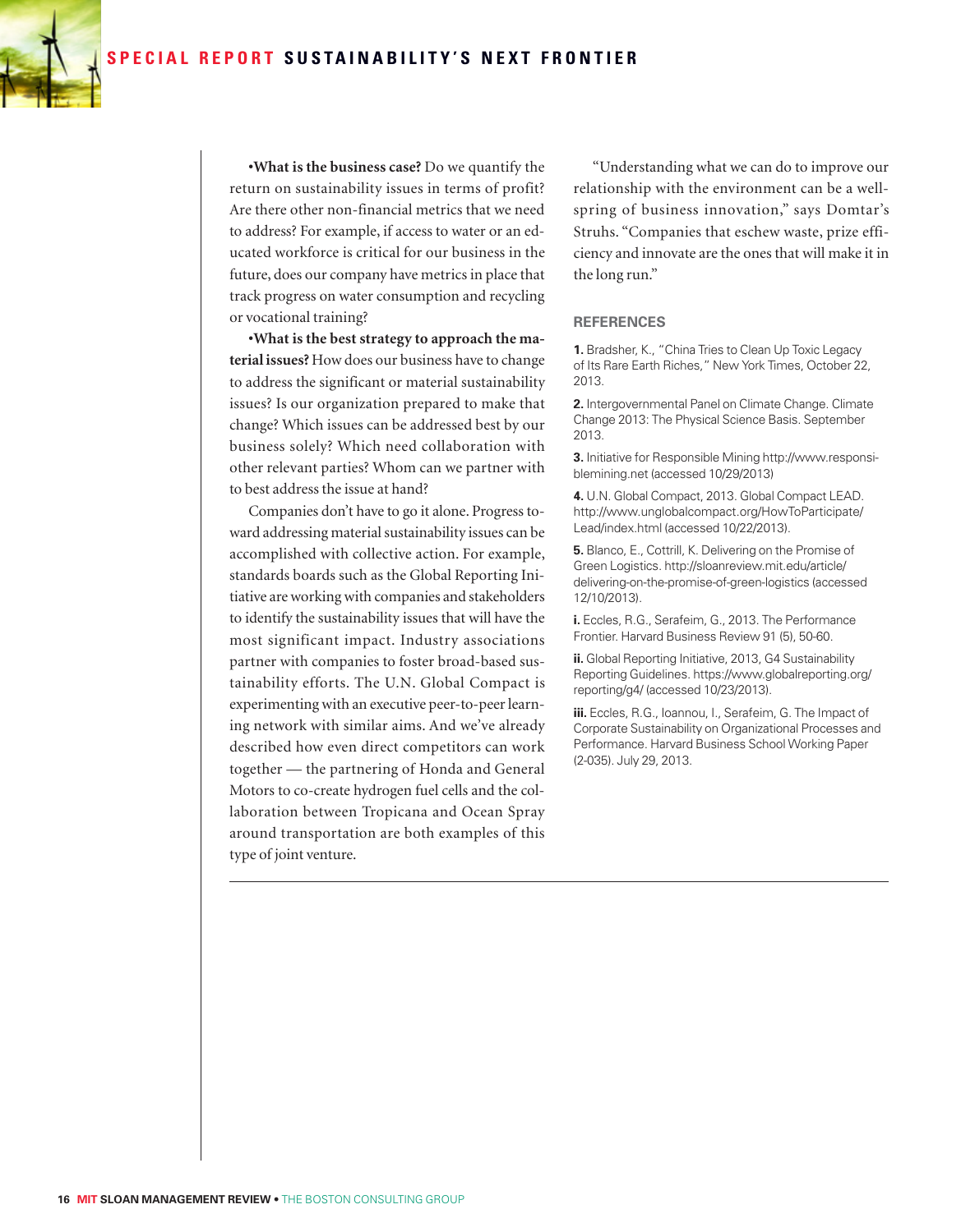•**What is the business case?** Do we quantify the return on sustainability issues in terms of profit? Are there other non-financial metrics that we need to address? For example, if access to water or an educated workforce is critical for our business in the future, does our company have metrics in place that track progress on water consumption and recycling or vocational training?

•**What is the best strategy to approach the material issues?** How does our business have to change to address the significant or material sustainability issues? Is our organization prepared to make that change? Which issues can be addressed best by our business solely? Which need collaboration with other relevant parties? Whom can we partner with to best address the issue at hand?

Companies don't have to go it alone. Progress toward addressing material sustainability issues can be accomplished with collective action. For example, standards boards such as the Global Reporting Initiative are working with companies and stakeholders to identify the sustainability issues that will have the most significant impact. Industry associations partner with companies to foster broad-based sustainability efforts. The U.N. Global Compact is experimenting with an executive peer-to-peer learning network with similar aims. And we've already described how even direct competitors can work together — the partnering of Honda and General Motors to co-create hydrogen fuel cells and the collaboration between Tropicana and Ocean Spray around transportation are both examples of this type of joint venture.

"Understanding what we can do to improve our relationship with the environment can be a wellspring of business innovation," says Domtar's Struhs. "Companies that eschew waste, prize efficiency and innovate are the ones that will make it in the long run."

### REFERENCES

**1.** Bradsher, K., "China Tries to Clean Up Toxic Legacy of Its Rare Earth Riches," New York Times, October 22, 2013.

**2.** Intergovernmental Panel on Climate Change. Climate Change 2013: The Physical Science Basis. September 2013.

**3.** Initiative for Responsible Mining http://www.responsiblemining.net (accessed 10/29/2013)

**4.** U.N. Global Compact, 2013. Global Compact LEAD. http://www.unglobalcompact.org/HowToParticipate/Lead/index.html (accessed 10/22/2013).

**5.** Blanco, E., Cottrill, K. Delivering on the Promise of Green Logistics. http://sloanreview.mit.edu/article/delivering-on-the-promise-of-green-logistics (accessed 12/10/2013).

**i.** Eccles, R.G., Serafeim, G., 2013. The Performance Frontier. Harvard Business Review 91 (5), 50-60.

**ii.** Global Reporting Initiative, 2013, G4 Sustainability Reporting Guidelines. https://www.globalreporting.org/reporting/g4/ (accessed 10/23/2013).

**iii.** Eccles, R.G., Ioannou, I., Serafeim, G. The Impact of Corporate Sustainability on Organizational Processes and Performance. Harvard Business School Working Paper (2-035). July 29, 2013.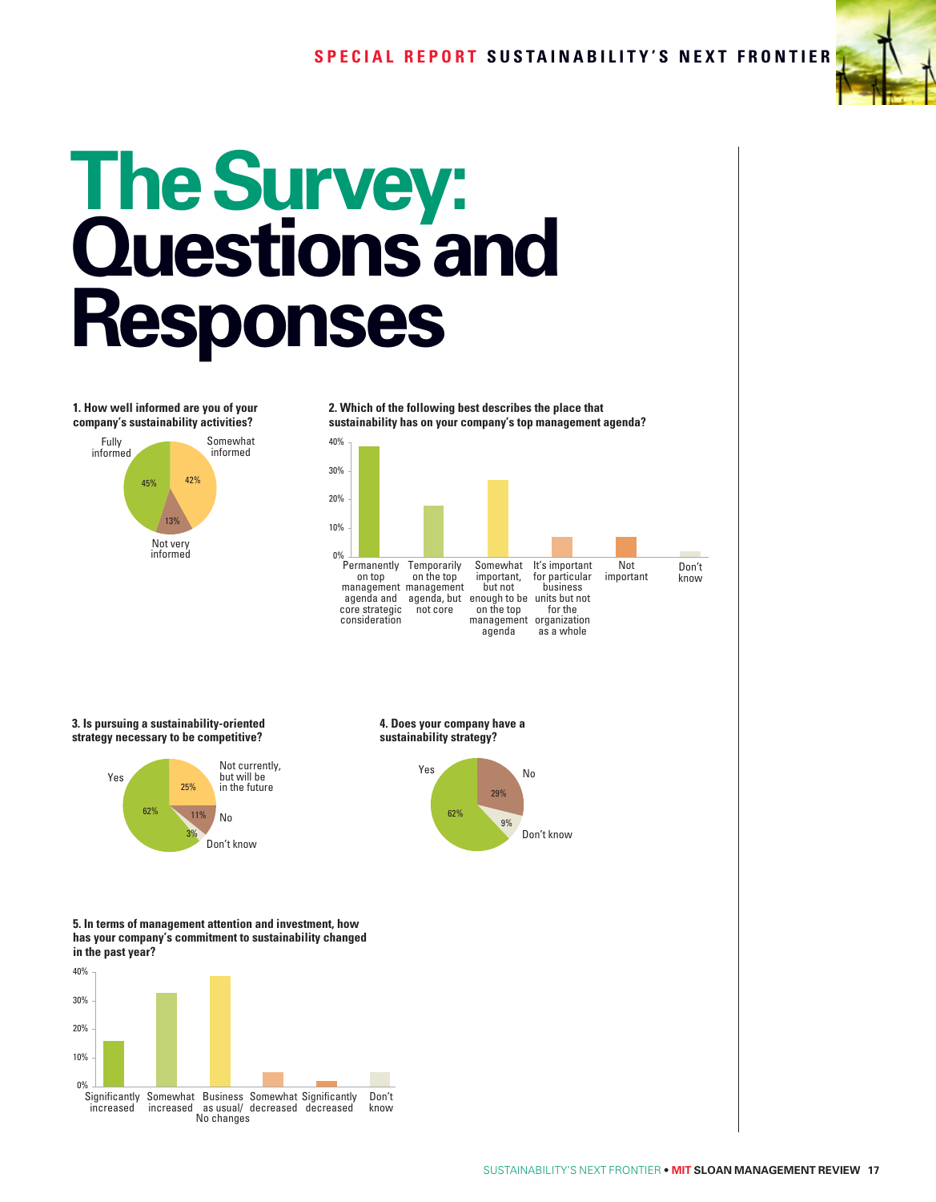# The Survey: Questions and Responses

**1. How well informed are you of your company's sustainability activities?**

| Response | % |
|---|---|
| Fully informed | 45% |
| Somewhat informed | 42% |
| Not very informed | 13% |

**2. Which of the following best describes the place that sustainability has on your company's top management agenda?**

Permanently on top management agenda and core strategic consideration; Temporarily on the top management agenda, but not core; Somewhat important, but not enough to be on the top management agenda; It's important for particular business units but not for the organization as a whole; Not important; Don't know

**3. Is pursuing a sustainability-oriented strategy necessary to be competitive?**

| Response | % |
|---|---|
| Yes | 62% |
| Not currently, but will be in the future | 25% |
| No | 11% |
| Don't know | 3% |

**4. Does your company have a sustainability strategy?**

| Response | % |
|---|---|
| Yes | 62% |
| No | 29% |
| Don't know | 9% |

**5. In terms of management attention and investment, how has your company's commitment to sustainability changed in the past year?**

Significantly increased; Somewhat increased; Business as usual/No changes; Somewhat decreased; Significantly decreased; Don't know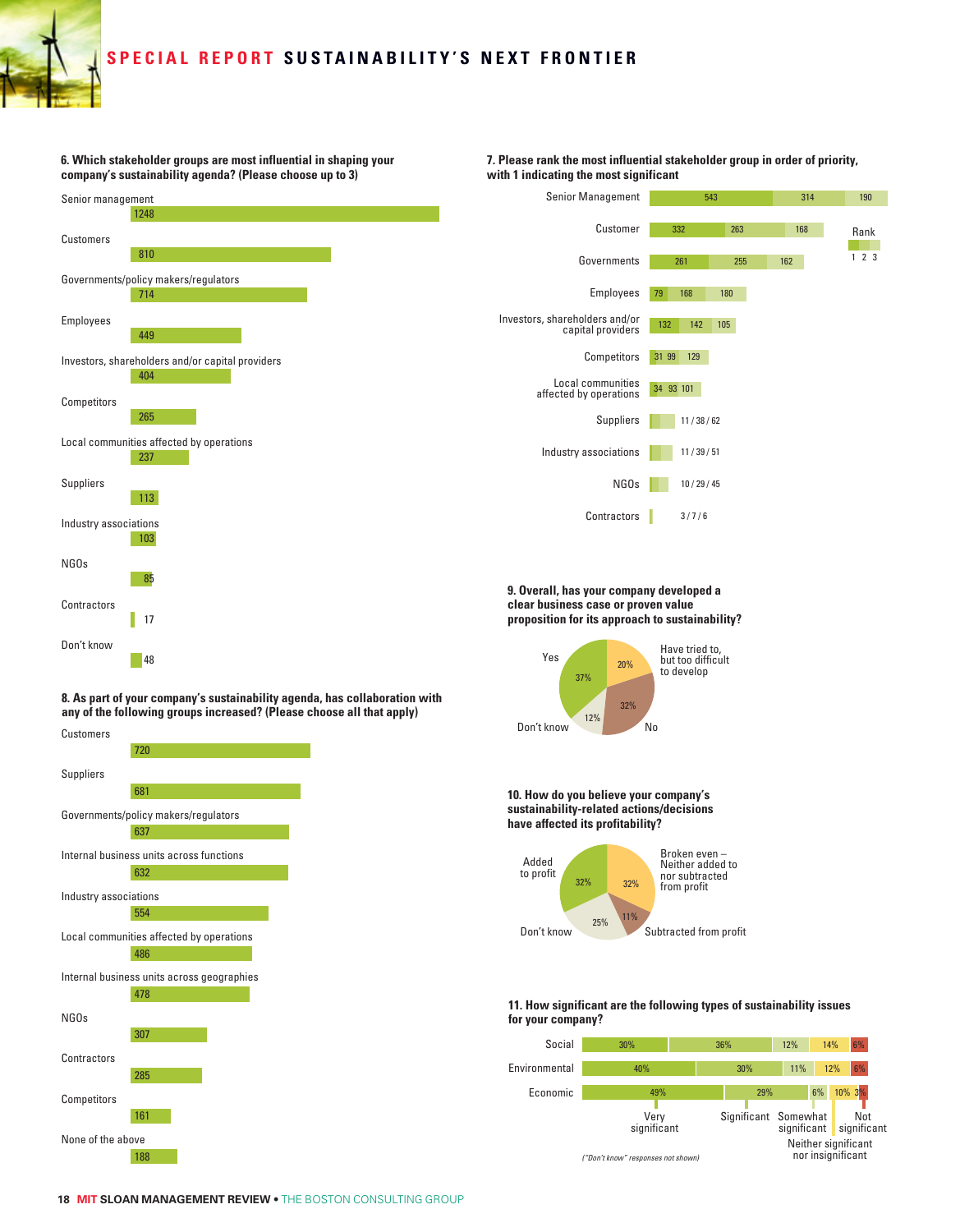**SPECIAL REPORT SUSTAINABILITY'S NEXT FRONTIER**

#### 6. Which stakeholder groups are most influential in shaping your company's sustainability agenda? (Please choose up to 3)

| Stakeholder group | Responses |
|---|---|
| Senior management | 1248 |
| Customers | 810 |
| Governments/policy makers/regulators | 714 |
| Employees | 449 |
| Investors, shareholders and/or capital providers | 404 |
| Competitors | 265 |
| Local communities affected by operations | 237 |
| Suppliers | 113 |
| Industry associations | 103 |
| NGOs | 85 |
| Contractors | 17 |
| Don't know | 48 |

#### 7. Please rank the most influential stakeholder group in order of priority, with 1 indicating the most significant

| Stakeholder group | Rank 1 | Rank 2 | Rank 3 |
|---|---|---|---|
| Senior Management | 543 | 314 | 190 |
| Customer | 332 | 263 | 168 |
| Governments | 261 | 255 | 162 |
| Employees | 79 | 168 | 180 |
| Investors, shareholders and/or capital providers | 132 | 142 | 105 |
| Competitors | 31 | 99 | 129 |
| Local communities affected by operations | 34 | 93 | 101 |
| Suppliers | 11 | 38 | 62 |
| Industry associations | 11 | 39 | 51 |
| NGOs | 10 | 29 | 45 |
| Contractors | 3 | 7 | 6 |

#### 8. As part of your company's sustainability agenda, has collaboration with any of the following groups increased? (Please choose all that apply)

| Group | Responses |
|---|---|
| Customers | 720 |
| Suppliers | 681 |
| Governments/policy makers/regulators | 637 |
| Internal business units across functions | 632 |
| Industry associations | 554 |
| Local communities affected by operations | 486 |
| Internal business units across geographies | 478 |
| NGOs | 307 |
| Contractors | 285 |
| Competitors | 161 |
| None of the above | 188 |

#### 9. Overall, has your company developed a clear business case or proven value proposition for its approach to sustainability?

| Response | Share |
|---|---|
| Yes | 37% |
| Have tried to, but too difficult to develop | 20% |
| No | 32% |
| Don't know | 12% |

#### 10. How do you believe your company's sustainability-related actions/decisions have affected its profitability?

| Response | Share |
|---|---|
| Added to profit | 32% |
| Broken even – Neither added to nor subtracted from profit | 32% |
| Subtracted from profit | 11% |
| Don't know | 25% |

#### 11. How significant are the following types of sustainability issues for your company?

| Issue type | Very significant | Significant | Somewhat significant | Neither significant nor insignificant | Not significant |
|---|---|---|---|---|---|
| Social | 30% | 36% | 12% | 14% | 6% |
| Environmental | 40% | 30% | 11% | 12% | 6% |
| Economic | 49% | 29% | 6% | 10% | 3% |

*("Don't know" responses not shown)*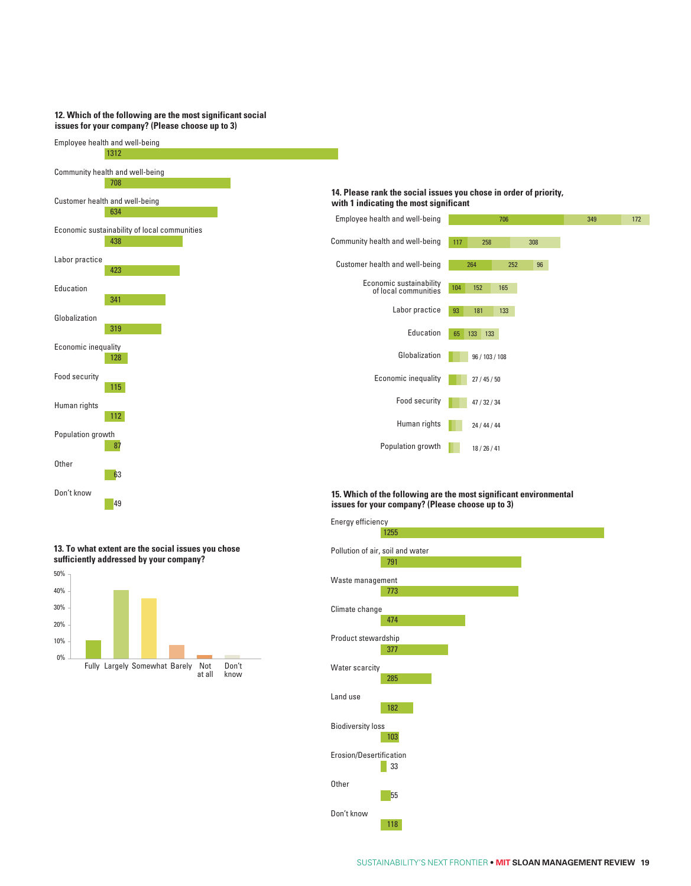### 12. Which of the following are the most significant social issues for your company? (Please choose up to 3)

| Issue | Responses |
|---|---|
| Employee health and well-being | 1312 |
| Community health and well-being | 708 |
| Customer health and well-being | 634 |
| Economic sustainability of local communities | 438 |
| Labor practice | 423 |
| Education | 341 |
| Globalization | 319 |
| Economic inequality | 128 |
| Food security | 115 |
| Human rights | 112 |
| Population growth | 87 |
| Other | 63 |
| Don't know | 49 |

### 13. To what extent are the social issues you chose sufficiently addressed by your company?

Scale: 0%, 10%, 20%, 30%, 40%, 50%

Fully, Largely, Somewhat, Barely, Not at all, Don't know

### 14. Please rank the social issues you chose in order of priority, with 1 indicating the most significant

| Issue | 1 | 2 | 3 |
|---|---|---|---|
| Employee health and well-being | 706 | 349 | 172 |
| Community health and well-being | 117 | 258 | 308 |
| Customer health and well-being | 264 | 252 | 96 |
| Economic sustainability of local communities | 104 | 152 | 165 |
| Labor practice | 93 | 181 | 133 |
| Education | 65 | 133 | 133 |
| Globalization | 96 | 103 | 108 |
| Economic inequality | 27 | 45 | 50 |
| Food security | 47 | 32 | 34 |
| Human rights | 24 | 44 | 44 |
| Population growth | 18 | 26 | 41 |

### 15. Which of the following are the most significant environmental issues for your company? (Please choose up to 3)

| Issue | Responses |
|---|---|
| Energy efficiency | 1255 |
| Pollution of air, soil and water | 791 |
| Waste management | 773 |
| Climate change | 474 |
| Product stewardship | 377 |
| Water scarcity | 285 |
| Land use | 182 |
| Biodiversity loss | 103 |
| Erosion/Desertification | 33 |
| Other | 55 |
| Don't know | 118 |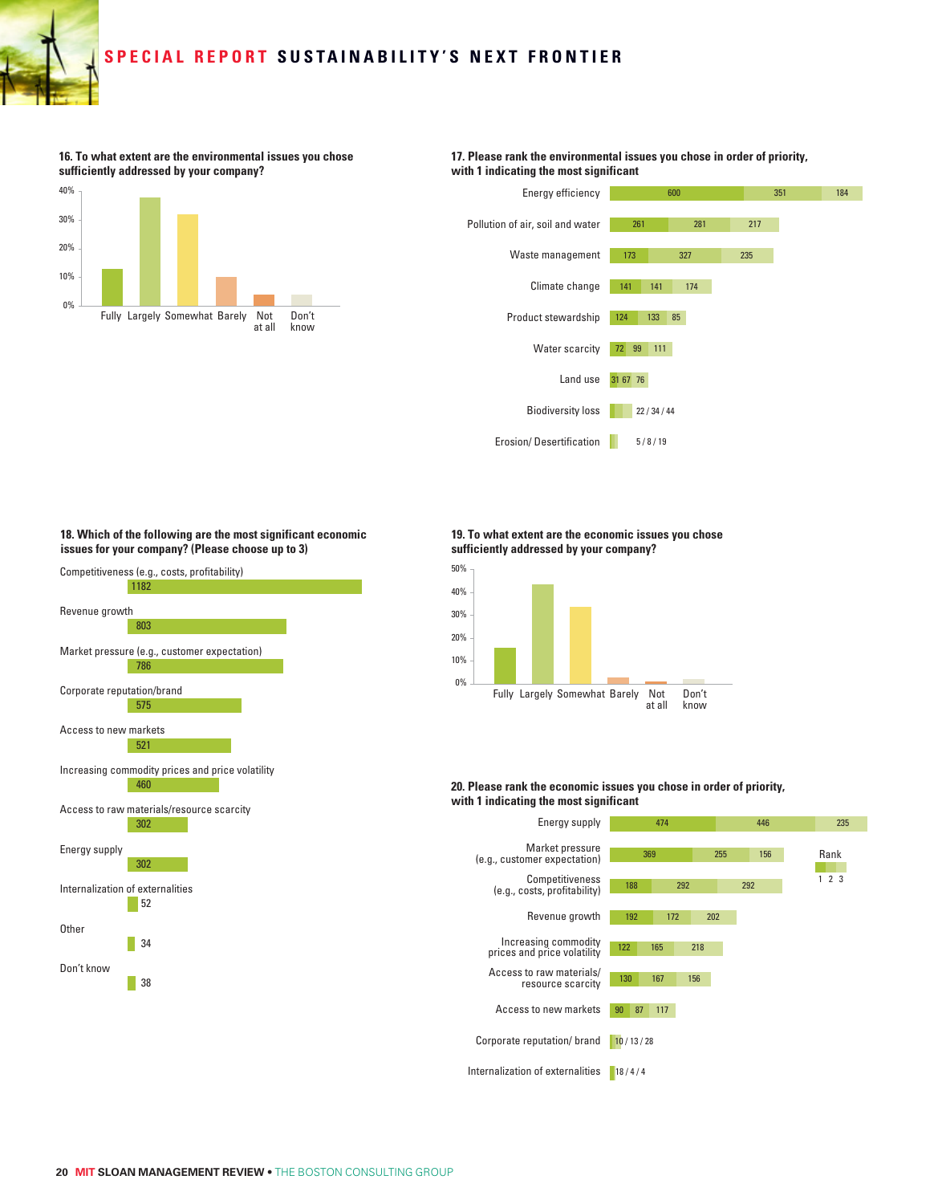## 16. To what extent are the environmental issues you chose sufficiently addressed by your company?

| Response | Approx. % |
|---|---|
| Fully | ~13% |
| Largely | ~38% |
| Somewhat | ~32% |
| Barely | ~10% |
| Not at all | ~4% |
| Don't know | ~4% |

## 17. Please rank the environmental issues you chose in order of priority, with 1 indicating the most significant

| Issue | Rank 1 | Rank 2 | Rank 3 |
|---|---|---|---|
| Energy efficiency | 600 | 351 | 184 |
| Pollution of air, soil and water | 261 | 281 | 217 |
| Waste management | 173 | 327 | 235 |
| Climate change | 141 | 141 | 174 |
| Product stewardship | 124 | 133 | 85 |
| Water scarcity | 72 | 99 | 111 |
| Land use | 31 | 67 | 76 |
| Biodiversity loss | 22 | 34 | 44 |
| Erosion/ Desertification | 5 | 8 | 19 |

## 18. Which of the following are the most significant economic issues for your company? (Please choose up to 3)

| Issue | Responses |
|---|---|
| Competitiveness (e.g., costs, profitability) | 1182 |
| Revenue growth | 803 |
| Market pressure (e.g., customer expectation) | 786 |
| Corporate reputation/brand | 575 |
| Access to new markets | 521 |
| Increasing commodity prices and price volatility | 460 |
| Access to raw materials/resource scarcity | 302 |
| Energy supply | 302 |
| Internalization of externalities | 52 |
| Other | 34 |
| Don't know | 38 |

## 19. To what extent are the economic issues you chose sufficiently addressed by your company?

| Response | Approx. % |
|---|---|
| Fully | ~16% |
| Largely | ~43% |
| Somewhat | ~34% |
| Barely | ~3% |
| Not at all | ~1% |
| Don't know | ~2% |

## 20. Please rank the economic issues you chose in order of priority, with 1 indicating the most significant

| Issue | Rank 1 | Rank 2 | Rank 3 |
|---|---|---|---|
| Energy supply | 474 | 446 | 235 |
| Market pressure (e.g., customer expectation) | 369 | 255 | 156 |
| Competitiveness (e.g., costs, profitability) | 188 | 292 | 292 |
| Revenue growth | 192 | 172 | 202 |
| Increasing commodity prices and price volatility | 122 | 165 | 218 |
| Access to raw materials/ resource scarcity | 130 | 167 | 156 |
| Access to new markets | 90 | 87 | 117 |
| Corporate reputation/ brand | 10 | 13 | 28 |
| Internalization of externalities | 18 | 4 | 4 |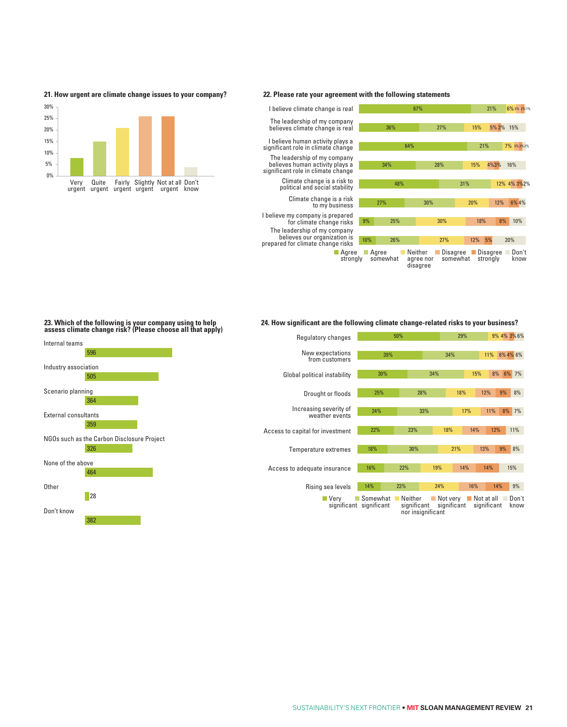### 21. How urgent are climate change issues to your company?

| Very urgent | Quite urgent | Fairly urgent | Slightly urgent | Not at all urgent | Don't know |
|---|---|---|---|---|---|

### 22. Please rate your agreement with the following statements

| Statement | Agree strongly | Agree somewhat | Neither agree nor disagree | Disagree somewhat | Disagree strongly | Don't know |
|---|---|---|---|---|---|---|
| I believe climate change is real | 67% | 21% | 6% | 3% | 2% | 1% |
| The leadership of my company believes climate change is real | 36% | 27% | 15% | 5% | 2% | 15% |
| I believe human activity plays a significant role in climate change | 64% | 21% | 7% | 3% | 2% | 2% |
| The leadership of my company believes human activity plays a significant role in climate change | 34% | 28% | 15% | 4% | 3% | 16% |
| Climate change is a risk to political and social stability | 48% | 31% | 12% | 4% | 3% | 2% |
| Climate change is a risk to my business | 27% | 30% | 20% | 12% | 6% | 4% |
| I believe my company is prepared for climate change risks | 9% | 25% | 30% | 18% | 8% | 10% |
| The leadership of my company believes our organization is prepared for climate change risks | 10% | 26% | 27% | 12% | 5% | 20% |

### 23. Which of the following is your company using to help assess climate change risk? (Please choose all that apply)

| Option | Count |
|---|---|
| Internal teams | 596 |
| Industry association | 505 |
| Scenario planning | 364 |
| External consultants | 359 |
| NGOs such as the Carbon Disclosure Project | 326 |
| None of the above | 464 |
| Other | 28 |
| Don't know | 382 |

### 24. How significant are the following climate change-related risks to your business?

| Risk | Very significant | Somewhat significant | Neither significant nor insignificant | Not very significant | Not at all significant | Don't know |
|---|---|---|---|---|---|---|
| Regulatory changes | 50% | 29% | 9% | 4% | 3% | 6% |
| New expectations from customers | 39% | 34% | 11% | 6% | 4% | 6% |
| Global political instability | 30% | 34% | 15% | 8% | 6% | 7% |
| Drought or floods | 25% | 28% | 18% | 12% | 9% | 8% |
| Increasing severity of weather events | 24% | 33% | 17% | 11% | 8% | 7% |
| Access to capital for investment | 22% | 23% | 18% | 14% | 12% | 11% |
| Temperature extremes | 18% | 30% | 21% | 13% | 9% | 8% |
| Access to adequate insurance | 16% | 22% | 19% | 14% | 14% | 15% |
| Rising sea levels | 14% | 23% | 24% | 16% | 14% | 9% |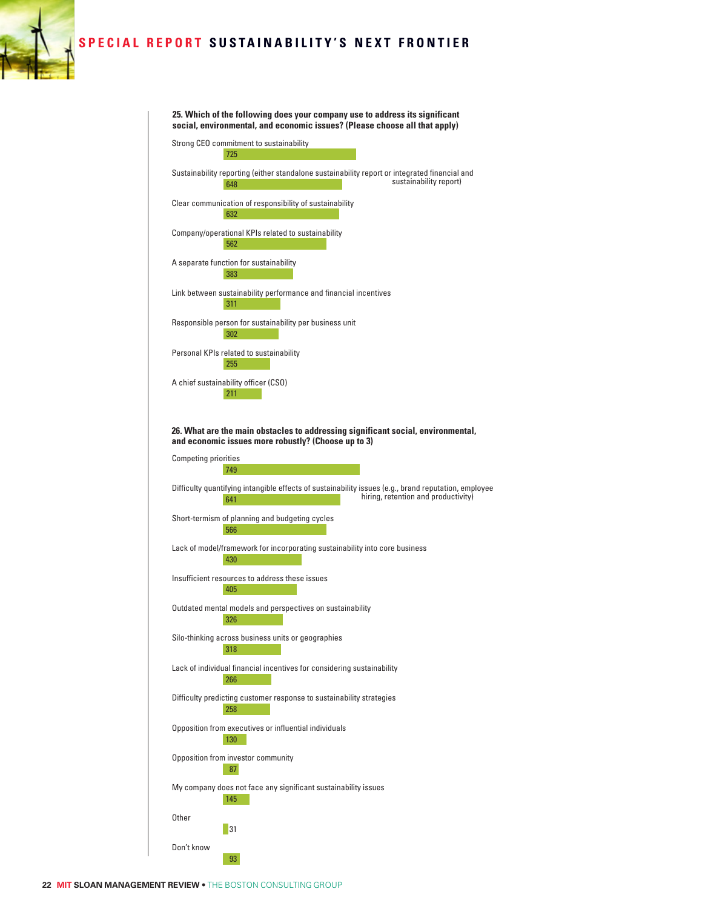**25. Which of the following does your company use to address its significant social, environmental, and economic issues? (Please choose all that apply)**

| Response | Count |
| --- | --- |
| Strong CEO commitment to sustainability | 725 |
| Sustainability reporting (either standalone sustainability report or integrated financial and sustainability report) | 648 |
| Clear communication of responsibility of sustainability | 632 |
| Company/operational KPIs related to sustainability | 562 |
| A separate function for sustainability | 383 |
| Link between sustainability performance and financial incentives | 311 |
| Responsible person for sustainability per business unit | 302 |
| Personal KPIs related to sustainability | 255 |
| A chief sustainability officer (CSO) | 211 |

**26. What are the main obstacles to addressing significant social, environmental, and economic issues more robustly? (Choose up to 3)**

| Response | Count |
| --- | --- |
| Competing priorities | 749 |
| Difficulty quantifying intangible effects of sustainability issues (e.g., brand reputation, employee hiring, retention and productivity) | 641 |
| Short-termism of planning and budgeting cycles | 566 |
| Lack of model/framework for incorporating sustainability into core business | 430 |
| Insufficient resources to address these issues | 405 |
| Outdated mental models and perspectives on sustainability | 326 |
| Silo-thinking across business units or geographies | 318 |
| Lack of individual financial incentives for considering sustainability | 266 |
| Difficulty predicting customer response to sustainability strategies | 258 |
| Opposition from executives or influential individuals | 130 |
| Opposition from investor community | 87 |
| My company does not face any significant sustainability issues | 145 |
| Other | 31 |
| Don't know | 93 |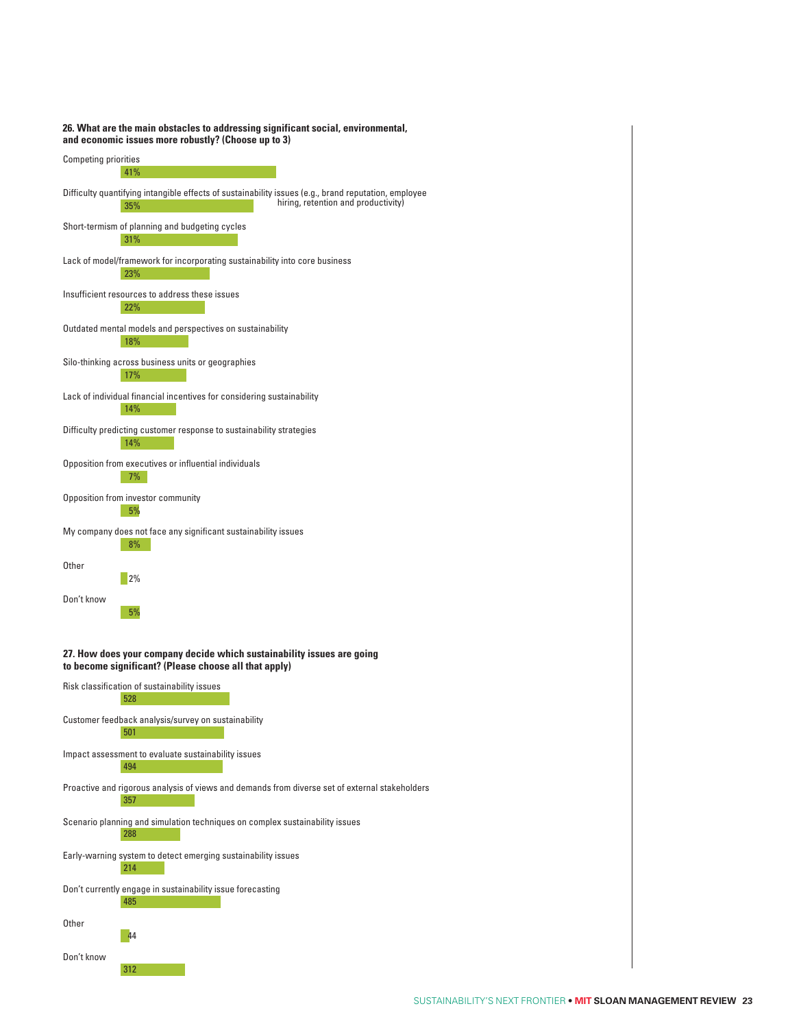**26. What are the main obstacles to addressing significant social, environmental, and economic issues more robustly? (Choose up to 3)**

| Response | Percentage |
| --- | --- |
| Competing priorities | 41% |
| Difficulty quantifying intangible effects of sustainability issues (e.g., brand reputation, employee hiring, retention and productivity) | 35% |
| Short-termism of planning and budgeting cycles | 31% |
| Lack of model/framework for incorporating sustainability into core business | 23% |
| Insufficient resources to address these issues | 22% |
| Outdated mental models and perspectives on sustainability | 18% |
| Silo-thinking across business units or geographies | 17% |
| Lack of individual financial incentives for considering sustainability | 14% |
| Difficulty predicting customer response to sustainability strategies | 14% |
| Opposition from executives or influential individuals | 7% |
| Opposition from investor community | 5% |
| My company does not face any significant sustainability issues | 8% |
| Other | 2% |
| Don't know | 5% |

**27. How does your company decide which sustainability issues are going to become significant? (Please choose all that apply)**

| Response | Count |
| --- | --- |
| Risk classification of sustainability issues | 528 |
| Customer feedback analysis/survey on sustainability | 501 |
| Impact assessment to evaluate sustainability issues | 494 |
| Proactive and rigorous analysis of views and demands from diverse set of external stakeholders | 357 |
| Scenario planning and simulation techniques on complex sustainability issues | 288 |
| Early-warning system to detect emerging sustainability issues | 214 |
| Don't currently engage in sustainability issue forecasting | 485 |
| Other | 44 |
| Don't know | 312 |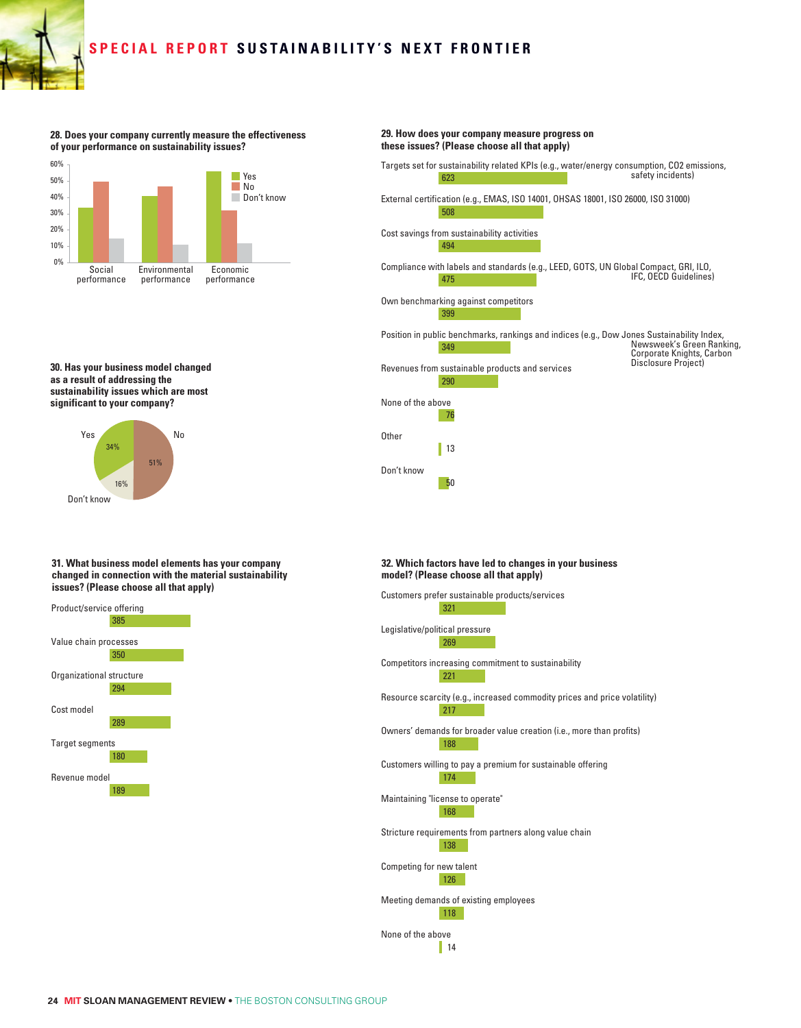**28. Does your company currently measure the effectiveness of your performance on sustainability issues?**

| | Yes | No | Don't know |
|---|---|---|---|
| Social performance | ~34% | ~50% | ~15% |
| Environmental performance | ~41% | ~47% | ~11% |
| Economic performance | ~56% | ~32% | ~12% |

**29. How does your company measure progress on these issues? (Please choose all that apply)**

| Response | Count |
|---|---|
| Targets set for sustainability related KPIs (e.g., water/energy consumption, CO2 emissions, safety incidents) | 623 |
| External certification (e.g., EMAS, ISO 14001, OHSAS 18001, ISO 26000, ISO 31000) | 508 |
| Cost savings from sustainability activities | 494 |
| Compliance with labels and standards (e.g., LEED, GOTS, UN Global Compact, GRI, ILO, IFC, OECD Guidelines) | 475 |
| Own benchmarking against competitors | 399 |
| Position in public benchmarks, rankings and indices (e.g., Dow Jones Sustainability Index, Newsweek's Green Ranking, Corporate Knights, Carbon Disclosure Project) | 349 |
| Revenues from sustainable products and services | 290 |
| None of the above | 76 |
| Other | 13 |
| Don't know | 50 |

**30. Has your business model changed as a result of addressing the sustainability issues which are most significant to your company?**

| Response | Percentage |
|---|---|
| Yes | 34% |
| No | 51% |
| Don't know | 16% |

**31. What business model elements has your company changed in connection with the material sustainability issues? (Please choose all that apply)**

| Response | Count |
|---|---|
| Product/service offering | 385 |
| Value chain processes | 350 |
| Organizational structure | 294 |
| Cost model | 289 |
| Target segments | 180 |
| Revenue model | 189 |

**32. Which factors have led to changes in your business model? (Please choose all that apply)**

| Response | Count |
|---|---|
| Customers prefer sustainable products/services | 321 |
| Legislative/political pressure | 269 |
| Competitors increasing commitment to sustainability | 221 |
| Resource scarcity (e.g., increased commodity prices and price volatility) | 217 |
| Owners' demands for broader value creation (i.e., more than profits) | 188 |
| Customers willing to pay a premium for sustainable offering | 174 |
| Maintaining "license to operate" | 168 |
| Stricture requirements from partners along value chain | 138 |
| Competing for new talent | 126 |
| Meeting demands of existing employees | 118 |
| None of the above | 14 |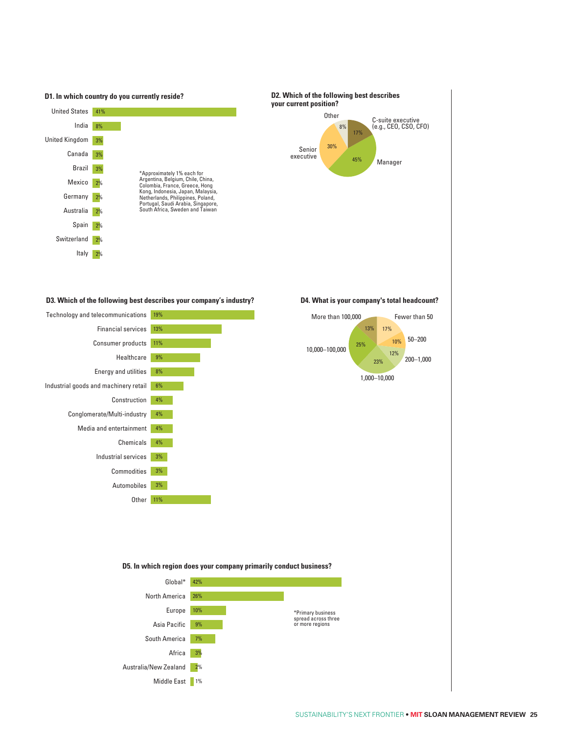### D1. In which country do you currently reside?

| Country | % |
|---|---|
| United States | 41% |
| India | 8% |
| United Kingdom | 3% |
| Canada | 3% |
| Brazil | 3% |
| Mexico | 2% |
| Germany | 2% |
| Australia | 2% |
| Spain | 2% |
| Switzerland | 2% |
| Italy | 2% |

*Approximately 1% each for Argentina, Belgium, Chile, China, Colombia, France, Greece, Hong Kong, Indonesia, Japan, Malaysia, Netherlands, Philippines, Poland, Portugal, Saudi Arabia, Singapore, South Africa, Sweden and Taiwan

### D2. Which of the following best describes your current position?

| Position | % |
|---|---|
| C-suite executive (e.g., CEO, CSO, CFO) | 17% |
| Manager | 45% |
| Senior executive | 30% |
| Other | 8% |

### D3. Which of the following best describes your company's industry?

| Industry | % |
|---|---|
| Technology and telecommunications | 19% |
| Financial services | 13% |
| Consumer products | 11% |
| Healthcare | 9% |
| Energy and utilities | 8% |
| Industrial goods and machinery retail | 6% |
| Construction | 4% |
| Conglomerate/Multi-industry | 4% |
| Media and entertainment | 4% |
| Chemicals | 4% |
| Industrial services | 3% |
| Commodities | 3% |
| Automobiles | 3% |
| Other | 11% |

### D4. What is your company's total headcount?

| Headcount | % |
|---|---|
| Fewer than 50 | 17% |
| 50–200 | 10% |
| 200–1,000 | 12% |
| 1,000–10,000 | 23% |
| 10,000–100,000 | 25% |
| More than 100,000 | 13% |

### D5. In which region does your company primarily conduct business?

| Region | % |
|---|---|
| Global* | 42% |
| North America | 26% |
| Europe | 10% |
| Asia Pacific | 9% |
| South America | 7% |
| Africa | 3% |
| Australia/New Zealand | 2% |
| Middle East | 1% |

*Primary business spread across three or more regions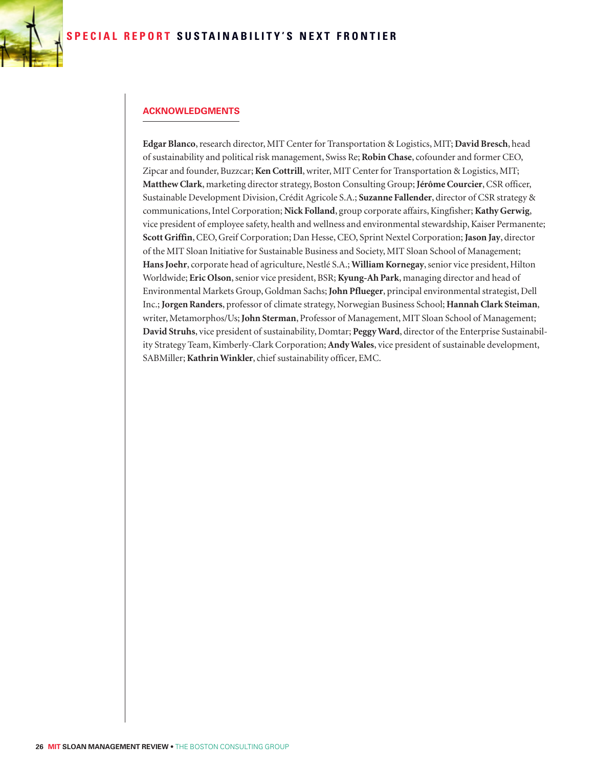## ACKNOWLEDGMENTS

**Edgar Blanco**, research director, MIT Center for Transportation & Logistics, MIT; **David Bresch**, head of sustainability and political risk management, Swiss Re; **Robin Chase**, cofounder and former CEO, Zipcar and founder, Buzzcar; **Ken Cottrill**, writer, MIT Center for Transportation & Logistics, MIT; **Matthew Clark**, marketing director strategy, Boston Consulting Group; **Jérôme Courcier**, CSR officer, Sustainable Development Division, Crédit Agricole S.A.; **Suzanne Fallender**, director of CSR strategy & communications, Intel Corporation; **Nick Folland**, group corporate affairs, Kingfisher; **Kathy Gerwig**, vice president of employee safety, health and wellness and environmental stewardship, Kaiser Permanente; **Scott Griffin**, CEO, Greif Corporation; Dan Hesse, CEO, Sprint Nextel Corporation; **Jason Jay**, director of the MIT Sloan Initiative for Sustainable Business and Society, MIT Sloan School of Management; **Hans Joehr**, corporate head of agriculture, Nestlé S.A.; **William Kornegay**, senior vice president, Hilton Worldwide; **Eric Olson**, senior vice president, BSR; **Kyung-Ah Park**, managing director and head of Environmental Markets Group, Goldman Sachs; **John Pflueger**, principal environmental strategist, Dell Inc.; **Jorgen Randers**, professor of climate strategy, Norwegian Business School; **Hannah Clark Steiman**, writer, Metamorphos/Us; **John Sterman**, Professor of Management, MIT Sloan School of Management; **David Struhs**, vice president of sustainability, Domtar; **Peggy Ward**, director of the Enterprise Sustainability Strategy Team, Kimberly-Clark Corporation; **Andy Wales**, vice president of sustainable development, SABMiller; **Kathrin Winkler**, chief sustainability officer, EMC.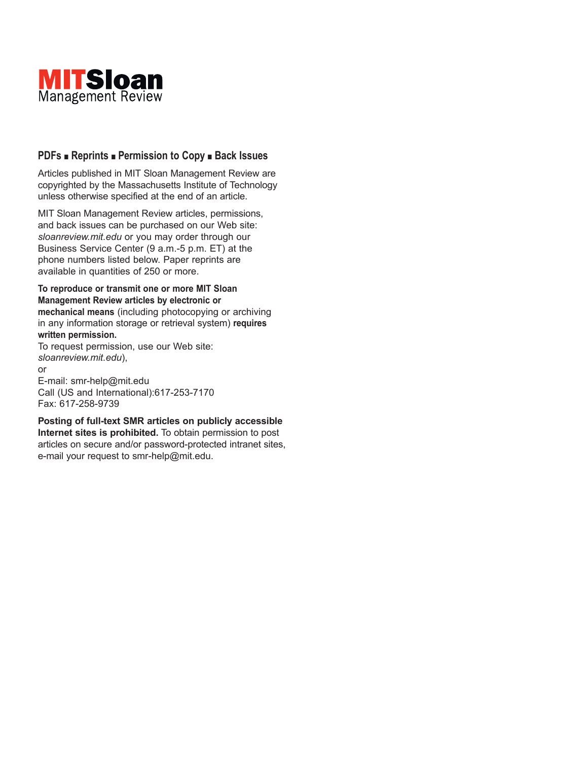# MITSloan Management Review

## PDFs ■ Reprints ■ Permission to Copy ■ Back Issues

Articles published in MIT Sloan Management Review are copyrighted by the Massachusetts Institute of Technology unless otherwise specified at the end of an article.

MIT Sloan Management Review articles, permissions, and back issues can be purchased on our Web site: *sloanreview.mit.edu* or you may order through our Business Service Center (9 a.m.-5 p.m. ET) at the phone numbers listed below. Paper reprints are available in quantities of 250 or more.

**To reproduce or transmit one or more MIT Sloan Management Review articles by electronic or mechanical means** (including photocopying or archiving in any information storage or retrieval system) **requires written permission.**
To request permission, use our Web site: *sloanreview.mit.edu*),
or
E-mail: smr-help@mit.edu
Call (US and International):617-253-7170
Fax: 617-258-9739

**Posting of full-text SMR articles on publicly accessible Internet sites is prohibited.** To obtain permission to post articles on secure and/or password-protected intranet sites, e-mail your request to smr-help@mit.edu.